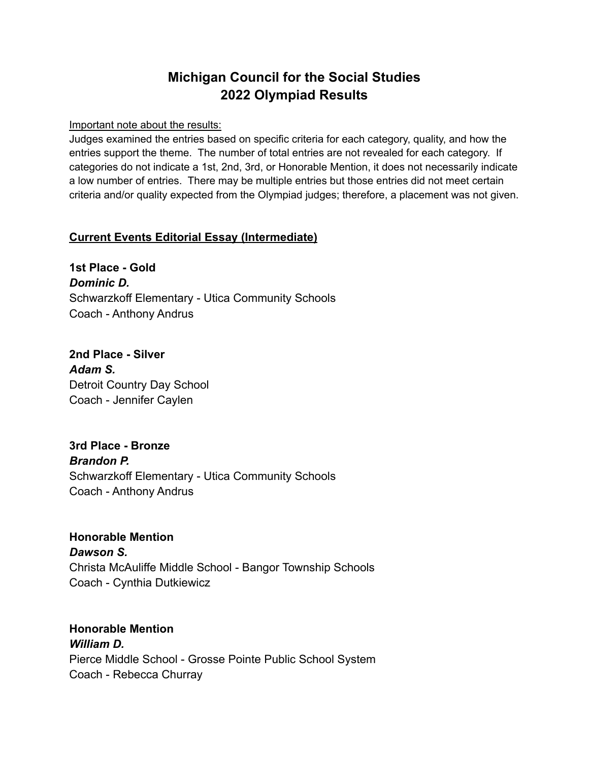# Michigan Council for the Social Studies
# 2022 Olympiad Results

Important note about the results:

Judges examined the entries based on specific criteria for each category, quality, and how the entries support the theme. The number of total entries are not revealed for each category. If categories do not indicate a 1st, 2nd, 3rd, or Honorable Mention, it does not necessarily indicate a low number of entries. There may be multiple entries but those entries did not meet certain criteria and/or quality expected from the Olympiad judges; therefore, a placement was not given.

## Current Events Editorial Essay (Intermediate)

**1st Place - Gold**
***Dominic D.***
Schwarzkoff Elementary - Utica Community Schools
Coach - Anthony Andrus

**2nd Place - Silver**
***Adam S.***
Detroit Country Day School
Coach - Jennifer Caylen

**3rd Place - Bronze**
***Brandon P.***
Schwarzkoff Elementary - Utica Community Schools
Coach - Anthony Andrus

**Honorable Mention**
***Dawson S.***
Christa McAuliffe Middle School - Bangor Township Schools
Coach - Cynthia Dutkiewicz

**Honorable Mention**
***William D.***
Pierce Middle School - Grosse Pointe Public School System
Coach - Rebecca Churray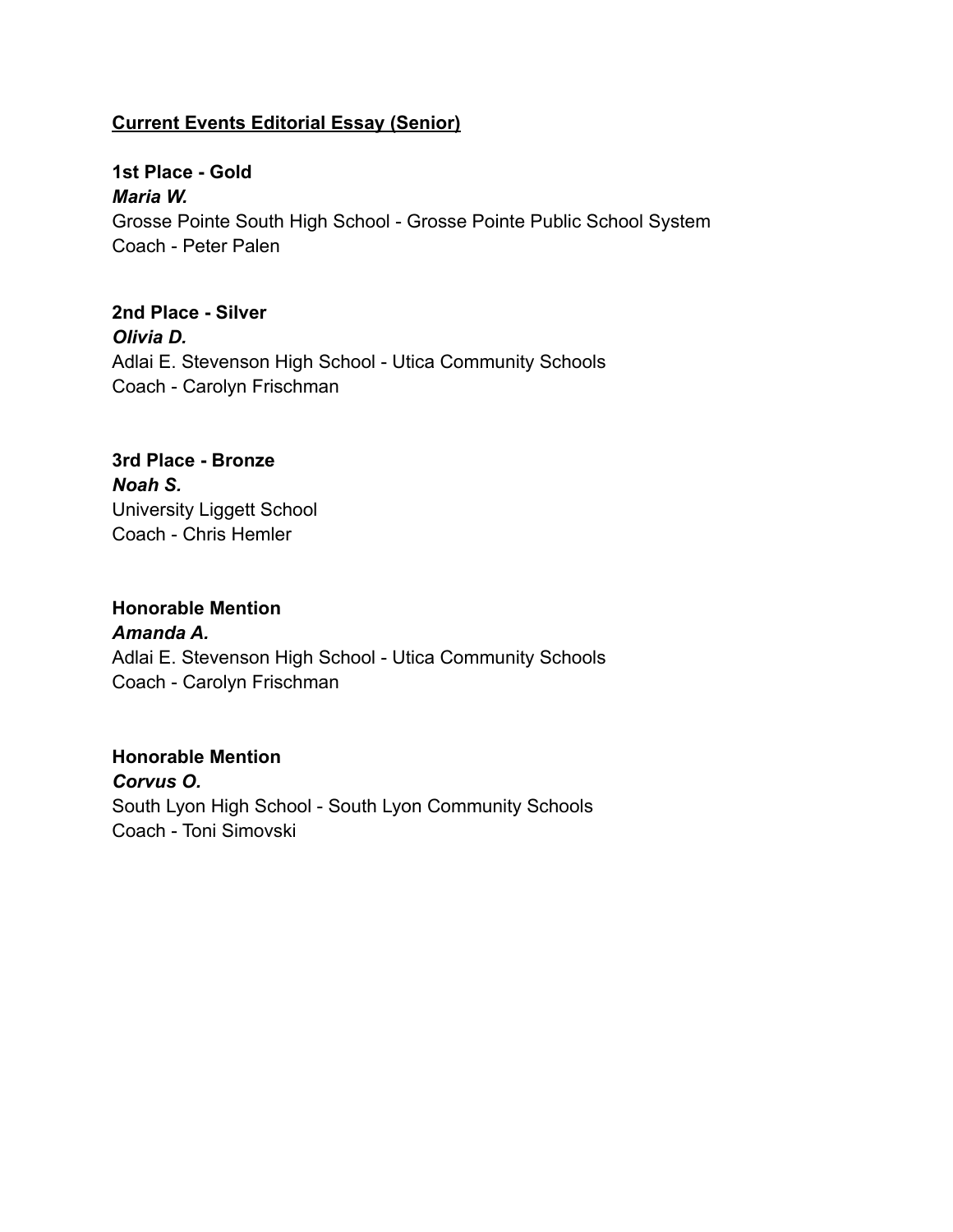**<u>Current Events Editorial Essay (Senior)</u>**

**1st Place - Gold**
***Maria W.***
Grosse Pointe South High School - Grosse Pointe Public School System
Coach - Peter Palen

**2nd Place - Silver**
***Olivia D.***
Adlai E. Stevenson High School - Utica Community Schools
Coach - Carolyn Frischman

**3rd Place - Bronze**
***Noah S.***
University Liggett School
Coach - Chris Hemler

**Honorable Mention**
***Amanda A.***
Adlai E. Stevenson High School - Utica Community Schools
Coach - Carolyn Frischman

**Honorable Mention**
***Corvus O.***
South Lyon High School - South Lyon Community Schools
Coach - Toni Simovski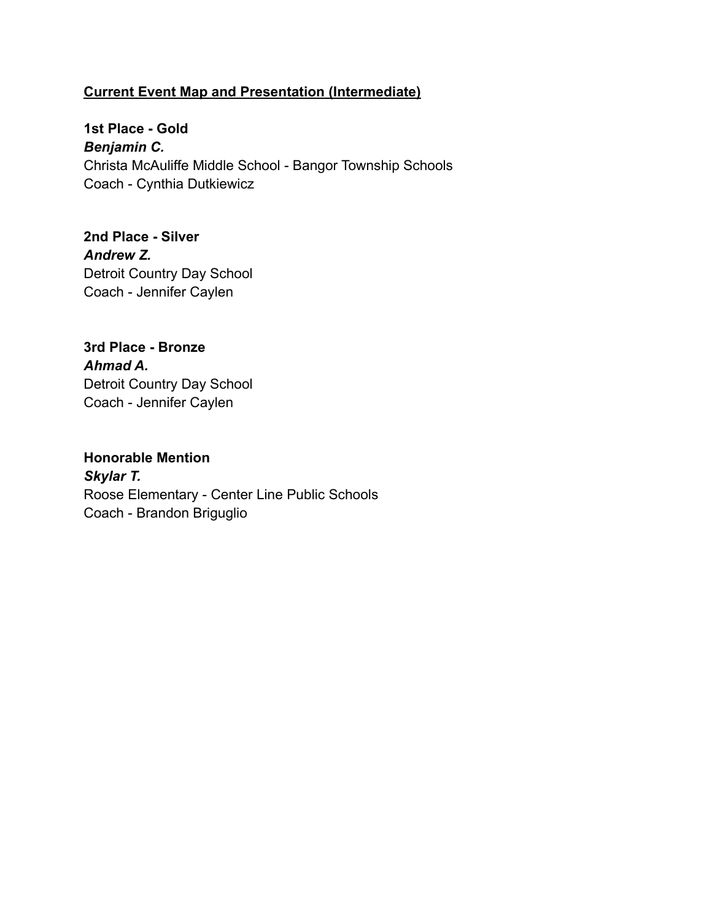**<u>Current Event Map and Presentation (Intermediate)</u>**

**1st Place - Gold**
***Benjamin C.***
Christa McAuliffe Middle School - Bangor Township Schools
Coach - Cynthia Dutkiewicz

**2nd Place - Silver**
***Andrew Z.***
Detroit Country Day School
Coach - Jennifer Caylen

**3rd Place - Bronze**
***Ahmad A.***
Detroit Country Day School
Coach - Jennifer Caylen

**Honorable Mention**
***Skylar T.***
Roose Elementary - Center Line Public Schools
Coach - Brandon Briguglio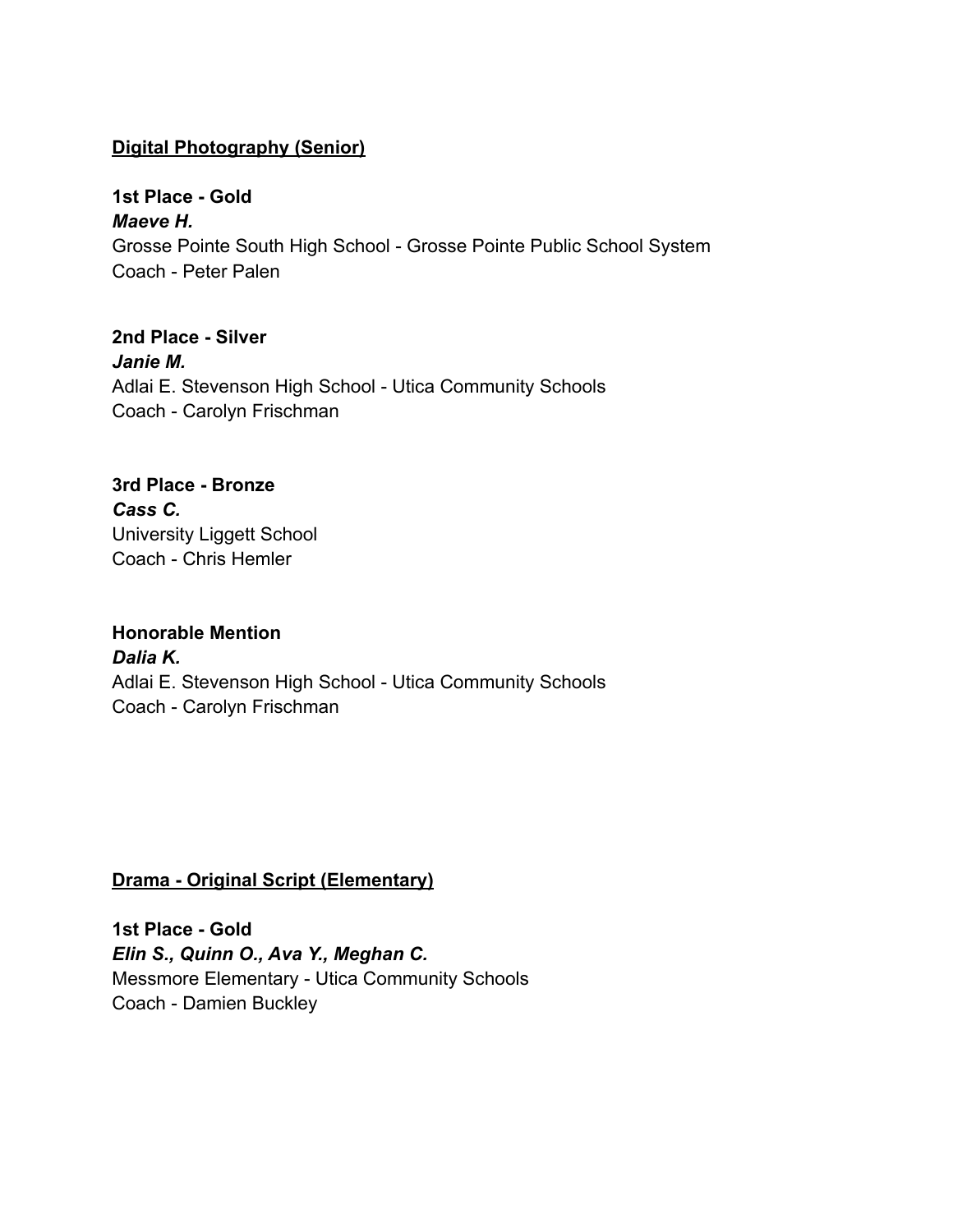**<u>Digital Photography (Senior)</u>**

**1st Place - Gold**
***Maeve H.***
Grosse Pointe South High School - Grosse Pointe Public School System
Coach - Peter Palen

**2nd Place - Silver**
***Janie M.***
Adlai E. Stevenson High School - Utica Community Schools
Coach - Carolyn Frischman

**3rd Place - Bronze**
***Cass C.***
University Liggett School
Coach - Chris Hemler

**Honorable Mention**
***Dalia K.***
Adlai E. Stevenson High School - Utica Community Schools
Coach - Carolyn Frischman

**<u>Drama - Original Script (Elementary)</u>**

**1st Place - Gold**
***Elin S., Quinn O., Ava Y., Meghan C.***
Messmore Elementary - Utica Community Schools
Coach - Damien Buckley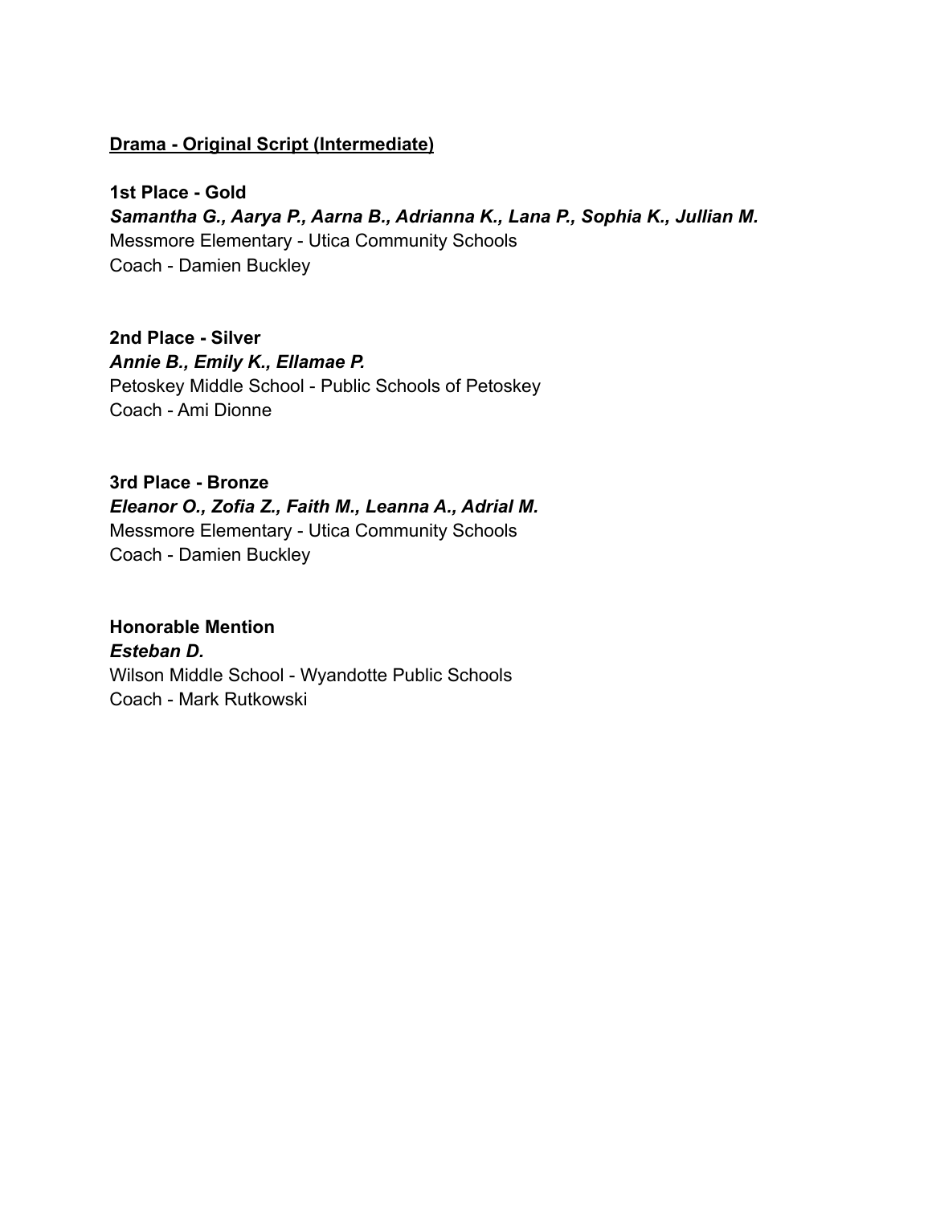## **Drama - Original Script (Intermediate)**

**1st Place - Gold**
***Samantha G., Aarya P., Aarna B., Adrianna K., Lana P., Sophia K., Jullian M.***
Messmore Elementary - Utica Community Schools
Coach - Damien Buckley

**2nd Place - Silver**
***Annie B., Emily K., Ellamae P.***
Petoskey Middle School - Public Schools of Petoskey
Coach - Ami Dionne

**3rd Place - Bronze**
***Eleanor O., Zofia Z., Faith M., Leanna A., Adrial M.***
Messmore Elementary - Utica Community Schools
Coach - Damien Buckley

**Honorable Mention**
***Esteban D.***
Wilson Middle School - Wyandotte Public Schools
Coach - Mark Rutkowski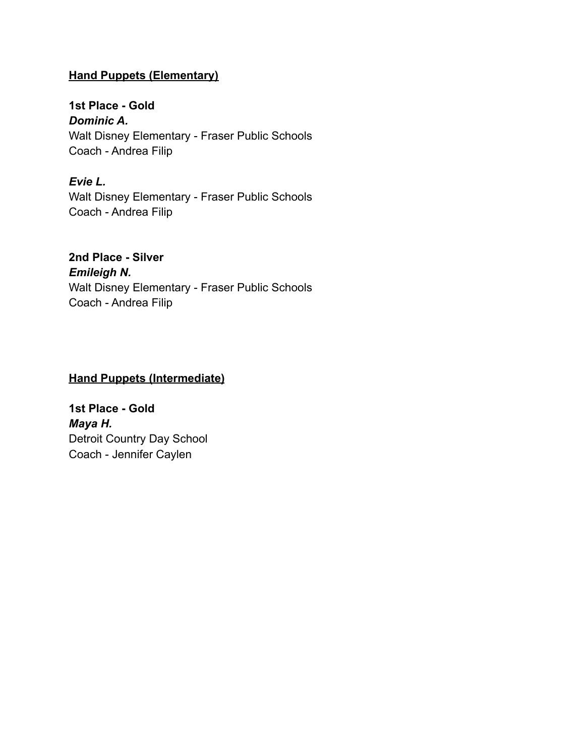**<u>Hand Puppets (Elementary)</u>**

**1st Place - Gold**
***Dominic A.***
Walt Disney Elementary - Fraser Public Schools
Coach - Andrea Filip

***Evie L.***
Walt Disney Elementary - Fraser Public Schools
Coach - Andrea Filip

**2nd Place - Silver**
***Emileigh N.***
Walt Disney Elementary - Fraser Public Schools
Coach - Andrea Filip

**<u>Hand Puppets (Intermediate)</u>**

**1st Place - Gold**
***Maya H.***
Detroit Country Day School
Coach - Jennifer Caylen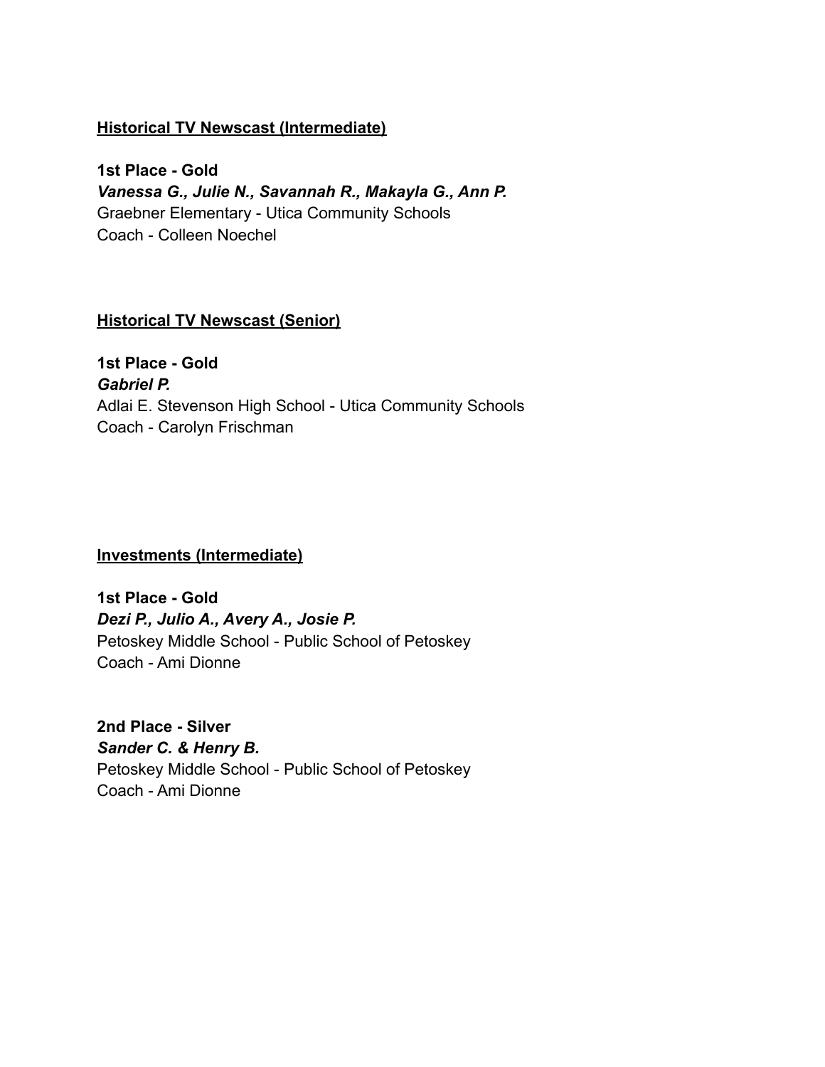## Historical TV Newscast (Intermediate)

**1st Place - Gold**
***Vanessa G., Julie N., Savannah R., Makayla G., Ann P.***
Graebner Elementary - Utica Community Schools
Coach - Colleen Noechel

## Historical TV Newscast (Senior)

**1st Place - Gold**
***Gabriel P.***
Adlai E. Stevenson High School - Utica Community Schools
Coach - Carolyn Frischman

## Investments (Intermediate)

**1st Place - Gold**
***Dezi P., Julio A., Avery A., Josie P.***
Petoskey Middle School - Public School of Petoskey
Coach - Ami Dionne

**2nd Place - Silver**
***Sander C. & Henry B.***
Petoskey Middle School - Public School of Petoskey
Coach - Ami Dionne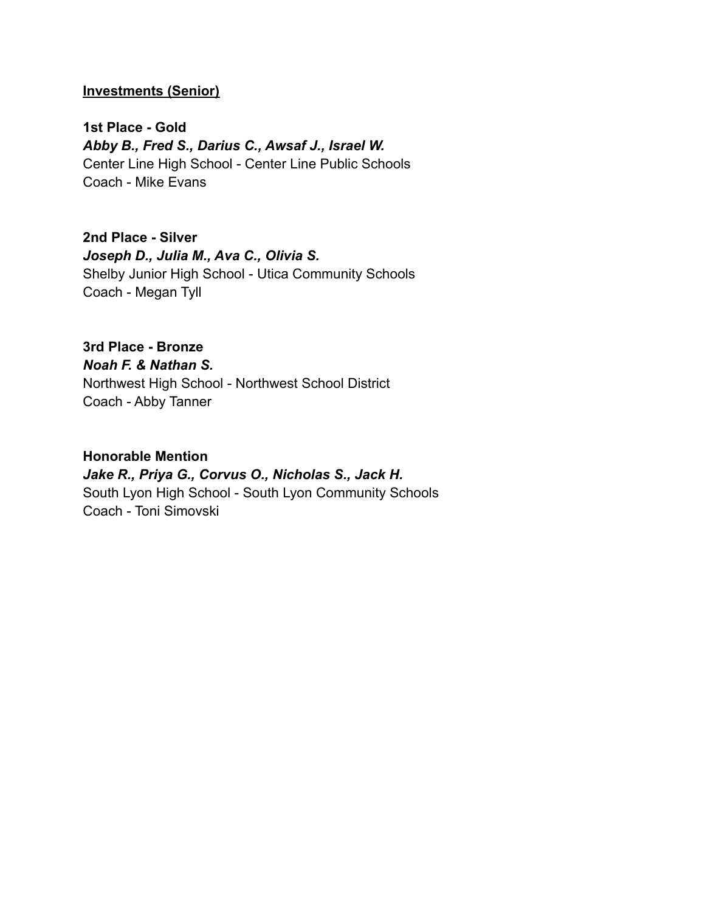**Investments (Senior)**

**1st Place - Gold**
***Abby B., Fred S., Darius C., Awsaf J., Israel W.***
Center Line High School - Center Line Public Schools
Coach - Mike Evans

**2nd Place - Silver**
***Joseph D., Julia M., Ava C., Olivia S.***
Shelby Junior High School - Utica Community Schools
Coach - Megan Tyll

**3rd Place - Bronze**
***Noah F. & Nathan S.***
Northwest High School - Northwest School District
Coach - Abby Tanner

**Honorable Mention**
***Jake R., Priya G., Corvus O., Nicholas S., Jack H.***
South Lyon High School - South Lyon Community Schools
Coach - Toni Simovski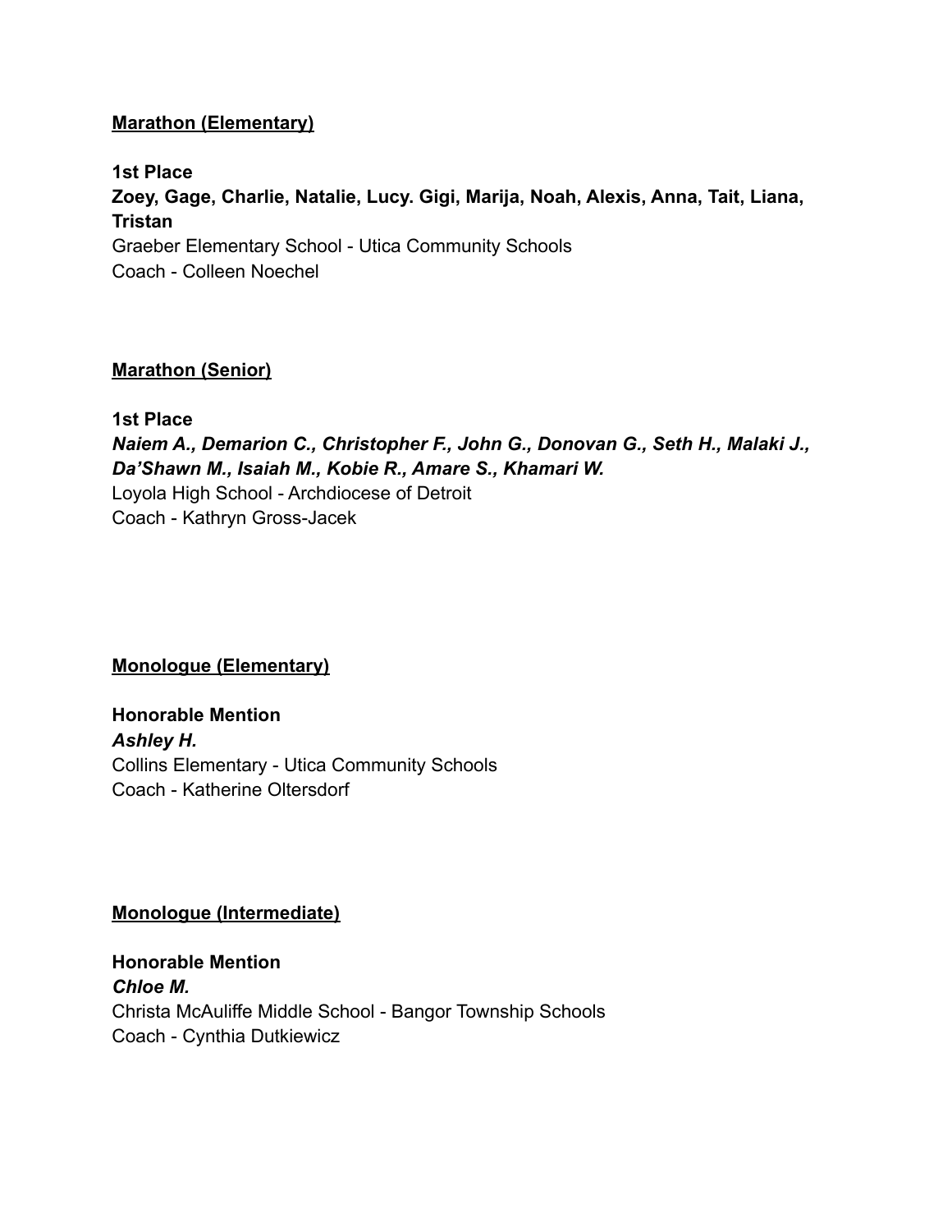**<u>Marathon (Elementary)</u>**

**1st Place**
**Zoey, Gage, Charlie, Natalie, Lucy. Gigi, Marija, Noah, Alexis, Anna, Tait, Liana, Tristan**
Graeber Elementary School - Utica Community Schools
Coach - Colleen Noechel

**<u>Marathon (Senior)</u>**

**1st Place**
***Naiem A., Demarion C., Christopher F., John G., Donovan G., Seth H., Malaki J., Da'Shawn M., Isaiah M., Kobie R., Amare S., Khamari W.***
Loyola High School - Archdiocese of Detroit
Coach - Kathryn Gross-Jacek

**<u>Monologue (Elementary)</u>**

**Honorable Mention**
***Ashley H.***
Collins Elementary - Utica Community Schools
Coach - Katherine Oltersdorf

**<u>Monologue (Intermediate)</u>**

**Honorable Mention**
***Chloe M.***
Christa McAuliffe Middle School - Bangor Township Schools
Coach - Cynthia Dutkiewicz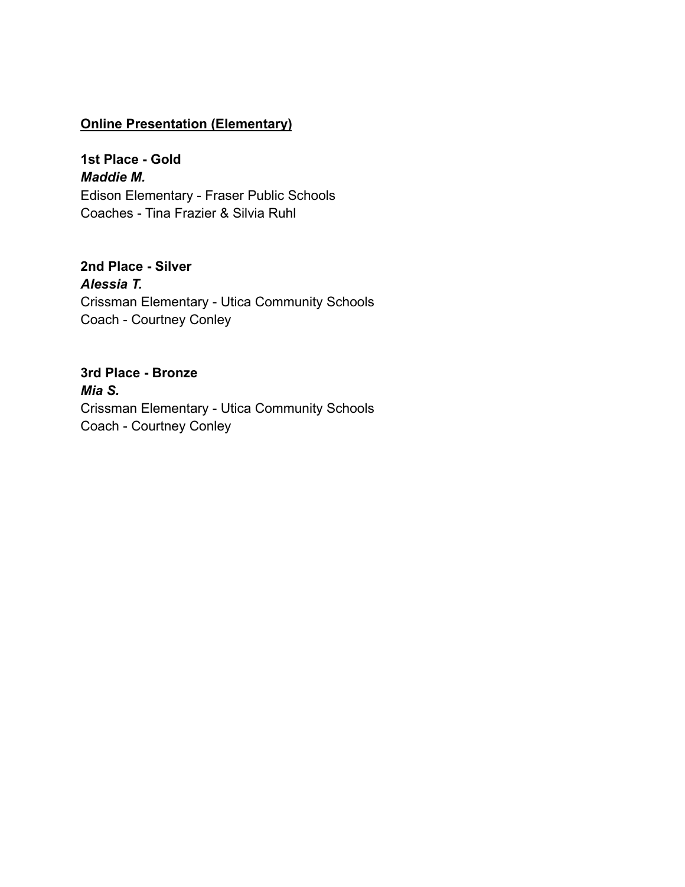## Online Presentation (Elementary)

**1st Place - Gold**
***Maddie M.***
Edison Elementary - Fraser Public Schools
Coaches - Tina Frazier & Silvia Ruhl

**2nd Place - Silver**
***Alessia T.***
Crissman Elementary - Utica Community Schools
Coach - Courtney Conley

**3rd Place - Bronze**
***Mia S.***
Crissman Elementary - Utica Community Schools
Coach - Courtney Conley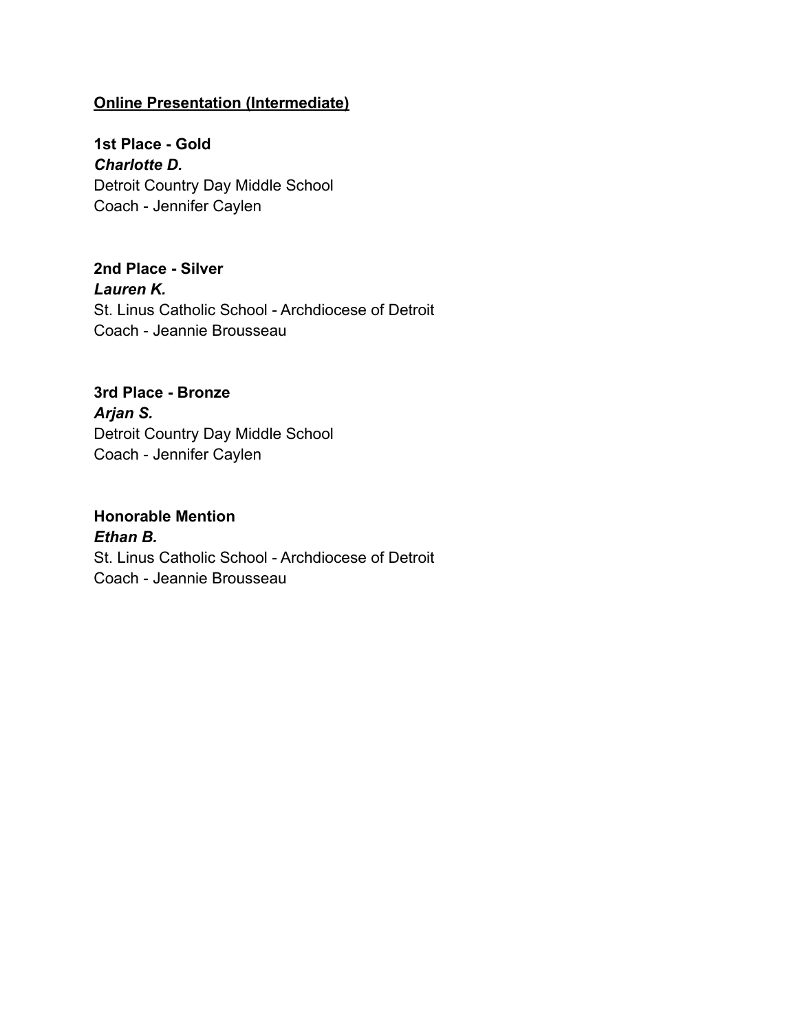## Online Presentation (Intermediate)

**1st Place - Gold**
***Charlotte D.***
Detroit Country Day Middle School
Coach - Jennifer Caylen

**2nd Place - Silver**
***Lauren K.***
St. Linus Catholic School - Archdiocese of Detroit
Coach - Jeannie Brousseau

**3rd Place - Bronze**
***Arjan S.***
Detroit Country Day Middle School
Coach - Jennifer Caylen

**Honorable Mention**
***Ethan B.***
St. Linus Catholic School - Archdiocese of Detroit
Coach - Jeannie Brousseau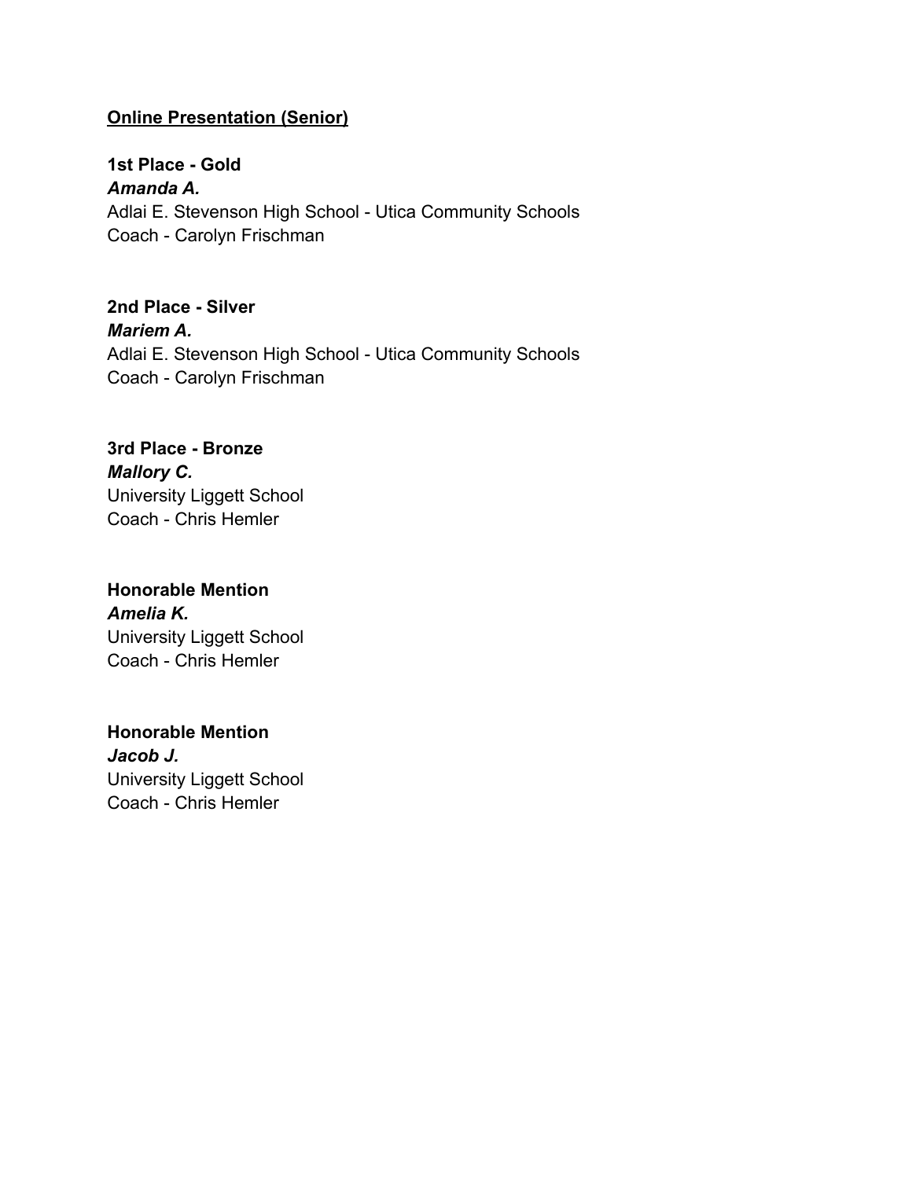**<u>Online Presentation (Senior)</u>**

**1st Place - Gold**
***Amanda A.***
Adlai E. Stevenson High School - Utica Community Schools
Coach - Carolyn Frischman

**2nd Place - Silver**
***Mariem A.***
Adlai E. Stevenson High School - Utica Community Schools
Coach - Carolyn Frischman

**3rd Place - Bronze**
***Mallory C.***
University Liggett School
Coach - Chris Hemler

**Honorable Mention**
***Amelia K.***
University Liggett School
Coach - Chris Hemler

**Honorable Mention**
***Jacob J.***
University Liggett School
Coach - Chris Hemler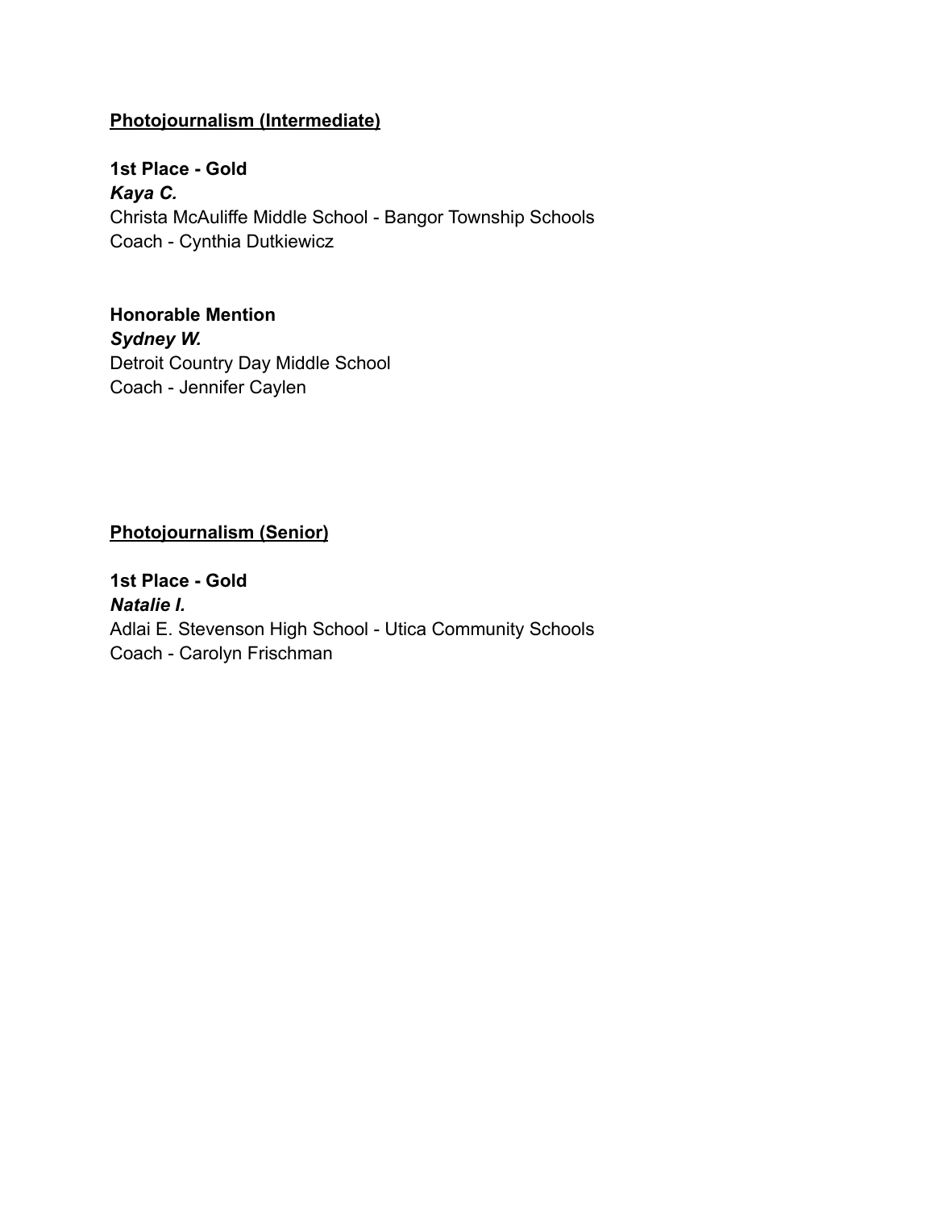## Photojournalism (Intermediate)

**1st Place - Gold**
***Kaya C.***
Christa McAuliffe Middle School - Bangor Township Schools
Coach - Cynthia Dutkiewicz

**Honorable Mention**
***Sydney W.***
Detroit Country Day Middle School
Coach - Jennifer Caylen

## Photojournalism (Senior)

**1st Place - Gold**
***Natalie I.***
Adlai E. Stevenson High School - Utica Community Schools
Coach - Carolyn Frischman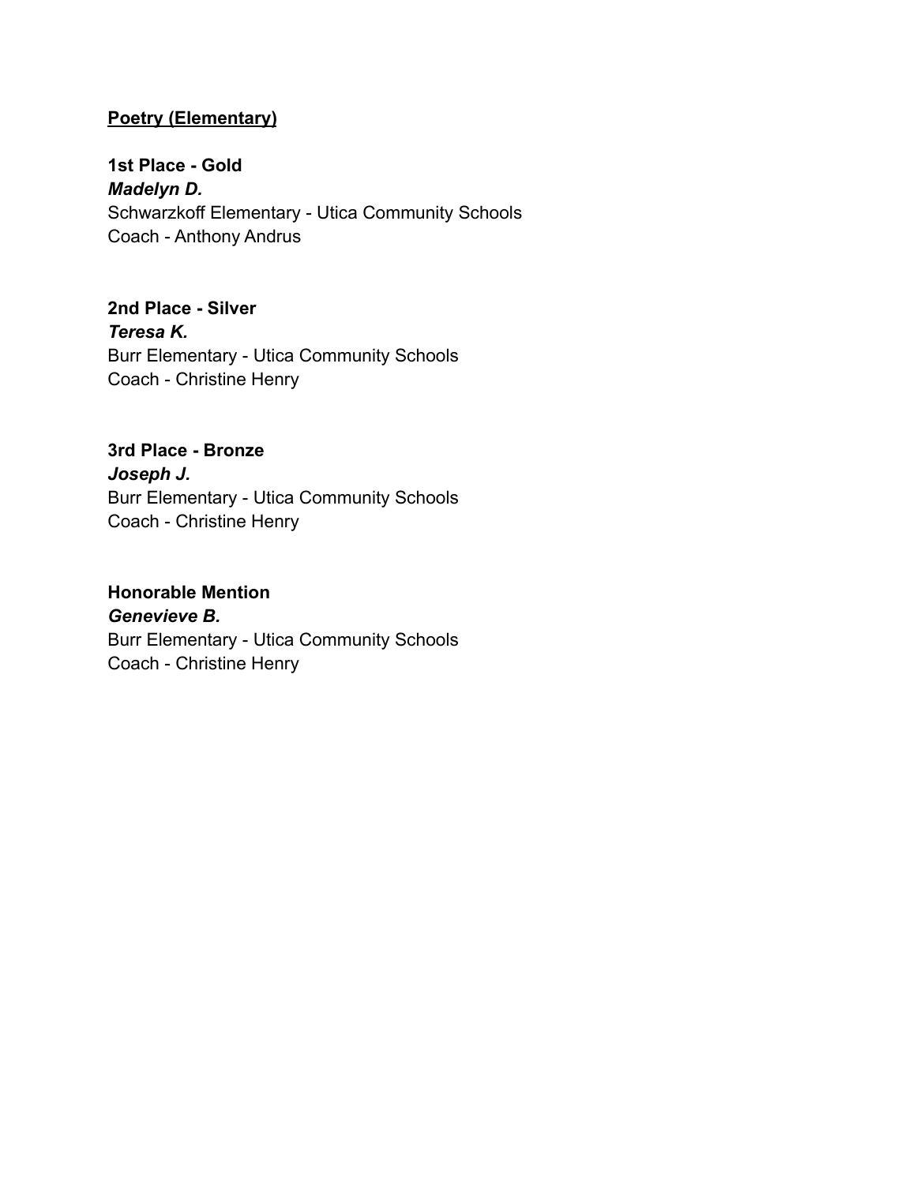## Poetry (Elementary)

**1st Place - Gold**
***Madelyn D.***
Schwarzkoff Elementary - Utica Community Schools
Coach - Anthony Andrus

**2nd Place - Silver**
***Teresa K.***
Burr Elementary - Utica Community Schools
Coach - Christine Henry

**3rd Place - Bronze**
***Joseph J.***
Burr Elementary - Utica Community Schools
Coach - Christine Henry

**Honorable Mention**
***Genevieve B.***
Burr Elementary - Utica Community Schools
Coach - Christine Henry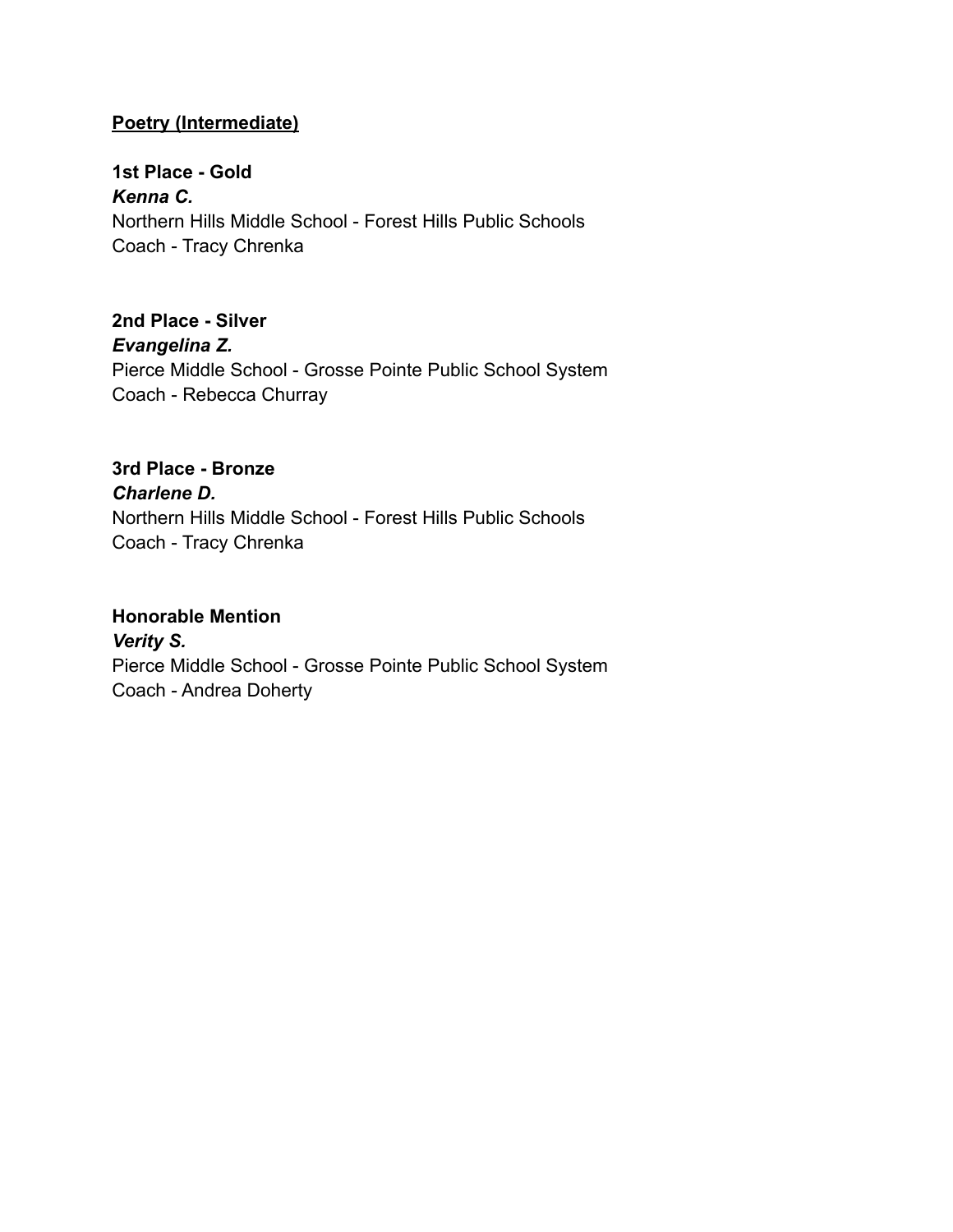**<u>Poetry (Intermediate)</u>**

**1st Place - Gold**
***Kenna C.***
Northern Hills Middle School - Forest Hills Public Schools
Coach - Tracy Chrenka

**2nd Place - Silver**
***Evangelina Z.***
Pierce Middle School - Grosse Pointe Public School System
Coach - Rebecca Churray

**3rd Place - Bronze**
***Charlene D.***
Northern Hills Middle School - Forest Hills Public Schools
Coach - Tracy Chrenka

**Honorable Mention**
***Verity S.***
Pierce Middle School - Grosse Pointe Public School System
Coach - Andrea Doherty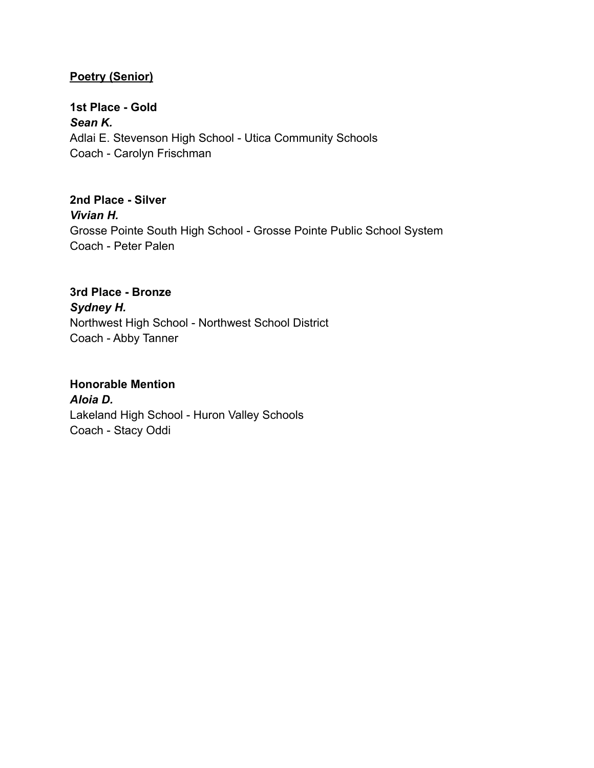**Poetry (Senior)**

**1st Place - Gold**
***Sean K.***
Adlai E. Stevenson High School - Utica Community Schools
Coach - Carolyn Frischman

**2nd Place - Silver**
***Vivian H.***
Grosse Pointe South High School - Grosse Pointe Public School System
Coach - Peter Palen

**3rd Place - Bronze**
***Sydney H.***
Northwest High School - Northwest School District
Coach - Abby Tanner

**Honorable Mention**
***Aloia D.***
Lakeland High School - Huron Valley Schools
Coach - Stacy Oddi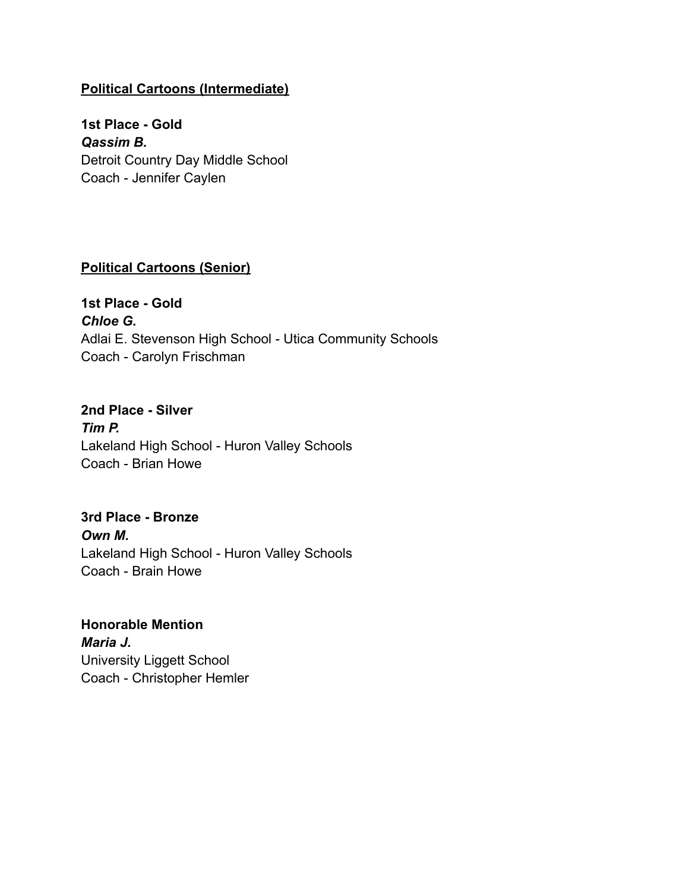**Political Cartoons (Intermediate)**

**1st Place - Gold**
***Qassim B.***
Detroit Country Day Middle School
Coach - Jennifer Caylen

**Political Cartoons (Senior)**

**1st Place - Gold**
***Chloe G.***
Adlai E. Stevenson High School - Utica Community Schools
Coach - Carolyn Frischman

**2nd Place - Silver**
***Tim P.***
Lakeland High School - Huron Valley Schools
Coach - Brian Howe

**3rd Place - Bronze**
***Own M.***
Lakeland High School - Huron Valley Schools
Coach - Brain Howe

**Honorable Mention**
***Maria J.***
University Liggett School
Coach - Christopher Hemler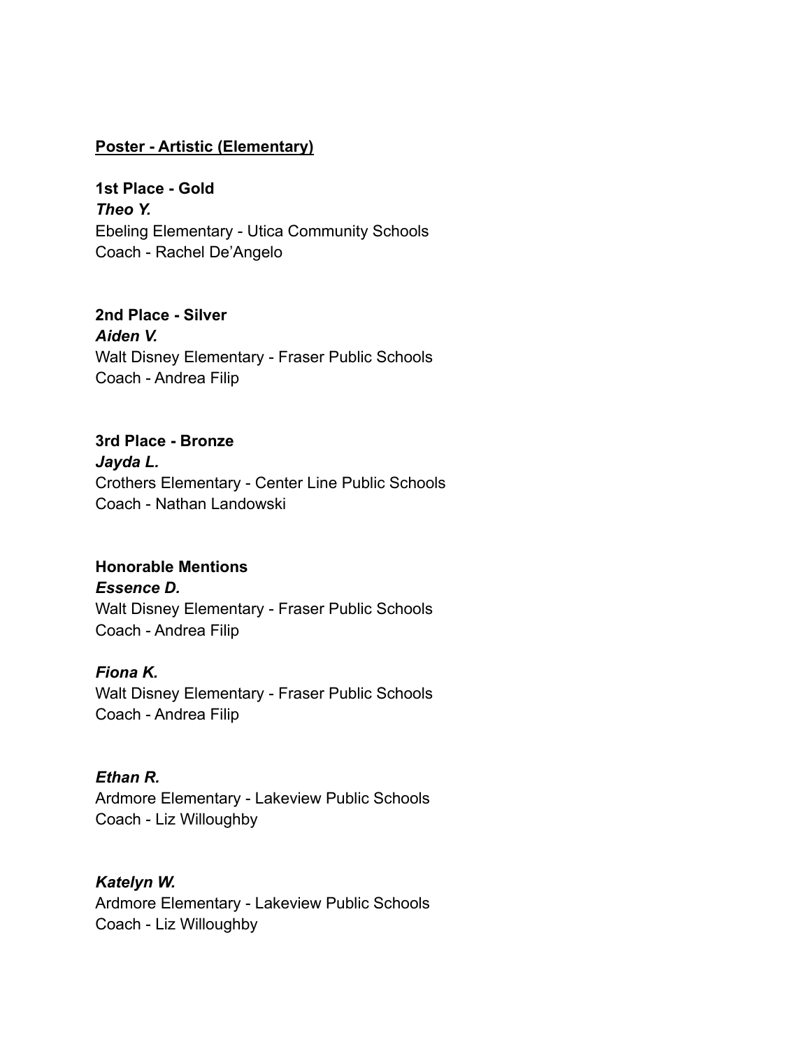**<u>Poster - Artistic (Elementary)</u>**

**1st Place - Gold**
***Theo Y.***
Ebeling Elementary - Utica Community Schools
Coach - Rachel De'Angelo

**2nd Place - Silver**
***Aiden V.***
Walt Disney Elementary - Fraser Public Schools
Coach - Andrea Filip

**3rd Place - Bronze**
***Jayda L.***
Crothers Elementary - Center Line Public Schools
Coach - Nathan Landowski

**Honorable Mentions**
***Essence D.***
Walt Disney Elementary - Fraser Public Schools
Coach - Andrea Filip

***Fiona K.***
Walt Disney Elementary - Fraser Public Schools
Coach - Andrea Filip

***Ethan R.***
Ardmore Elementary - Lakeview Public Schools
Coach - Liz Willoughby

***Katelyn W.***
Ardmore Elementary - Lakeview Public Schools
Coach - Liz Willoughby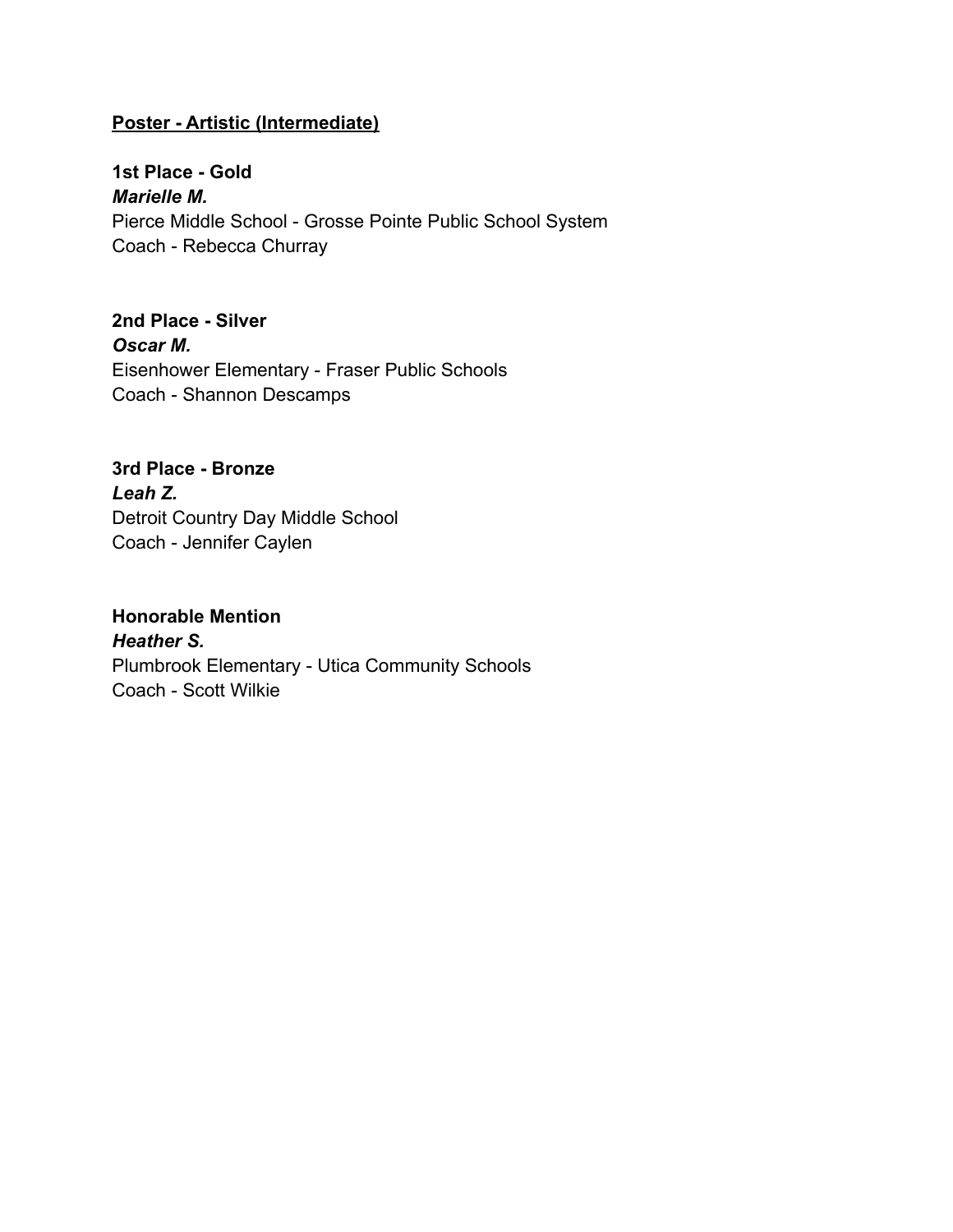## <u>Poster - Artistic (Intermediate)</u>

**1st Place - Gold**
***Marielle M.***
Pierce Middle School - Grosse Pointe Public School System
Coach - Rebecca Churray

**2nd Place - Silver**
***Oscar M.***
Eisenhower Elementary - Fraser Public Schools
Coach - Shannon Descamps

**3rd Place - Bronze**
***Leah Z.***
Detroit Country Day Middle School
Coach - Jennifer Caylen

**Honorable Mention**
***Heather S.***
Plumbrook Elementary - Utica Community Schools
Coach - Scott Wilkie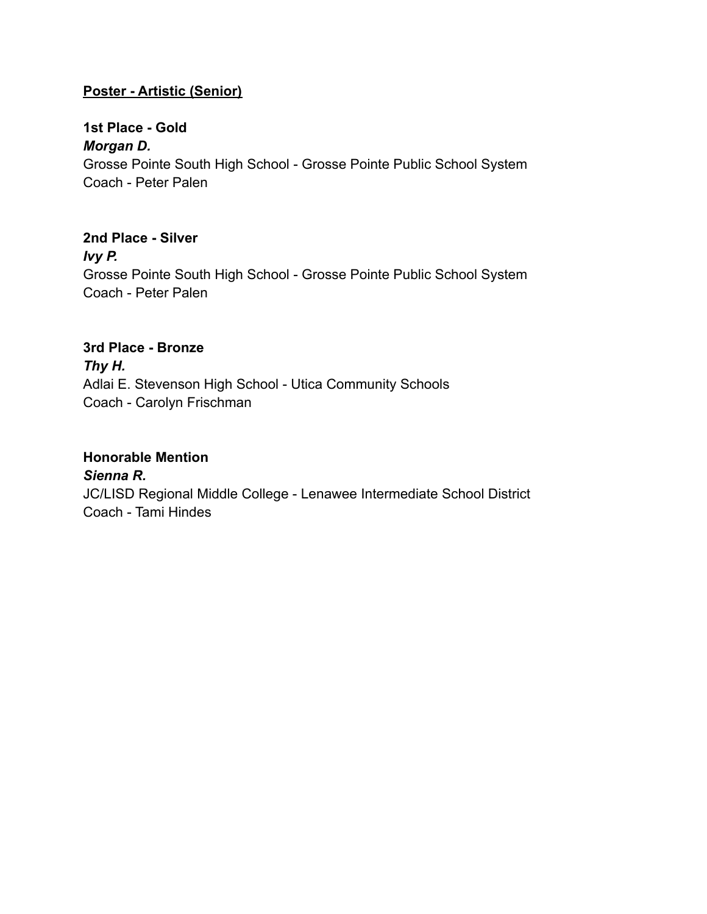**Poster - Artistic (Senior)**

**1st Place - Gold**

***Morgan D.***

Grosse Pointe South High School - Grosse Pointe Public School System

Coach - Peter Palen

**2nd Place - Silver**

***Ivy P.***

Grosse Pointe South High School - Grosse Pointe Public School System

Coach - Peter Palen

**3rd Place - Bronze**

***Thy H.***

Adlai E. Stevenson High School - Utica Community Schools

Coach - Carolyn Frischman

**Honorable Mention**

***Sienna R.***

JC/LISD Regional Middle College - Lenawee Intermediate School District

Coach - Tami Hindes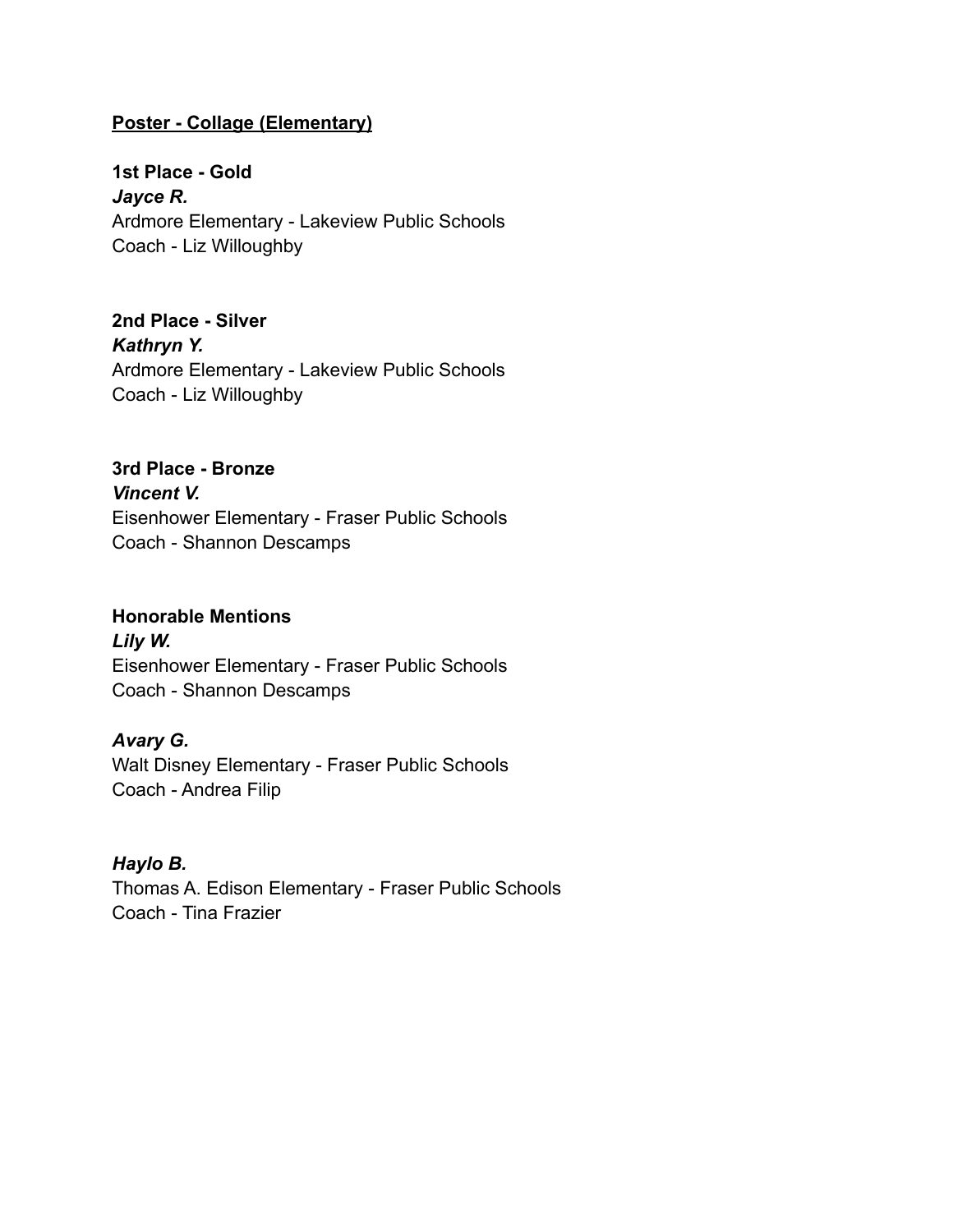## Poster - Collage (Elementary)

**1st Place - Gold**
***Jayce R.***
Ardmore Elementary - Lakeview Public Schools
Coach - Liz Willoughby

**2nd Place - Silver**
***Kathryn Y.***
Ardmore Elementary - Lakeview Public Schools
Coach - Liz Willoughby

**3rd Place - Bronze**
***Vincent V.***
Eisenhower Elementary - Fraser Public Schools
Coach - Shannon Descamps

**Honorable Mentions**
***Lily W.***
Eisenhower Elementary - Fraser Public Schools
Coach - Shannon Descamps

***Avary G.***
Walt Disney Elementary - Fraser Public Schools
Coach - Andrea Filip

***Haylo B.***
Thomas A. Edison Elementary - Fraser Public Schools
Coach - Tina Frazier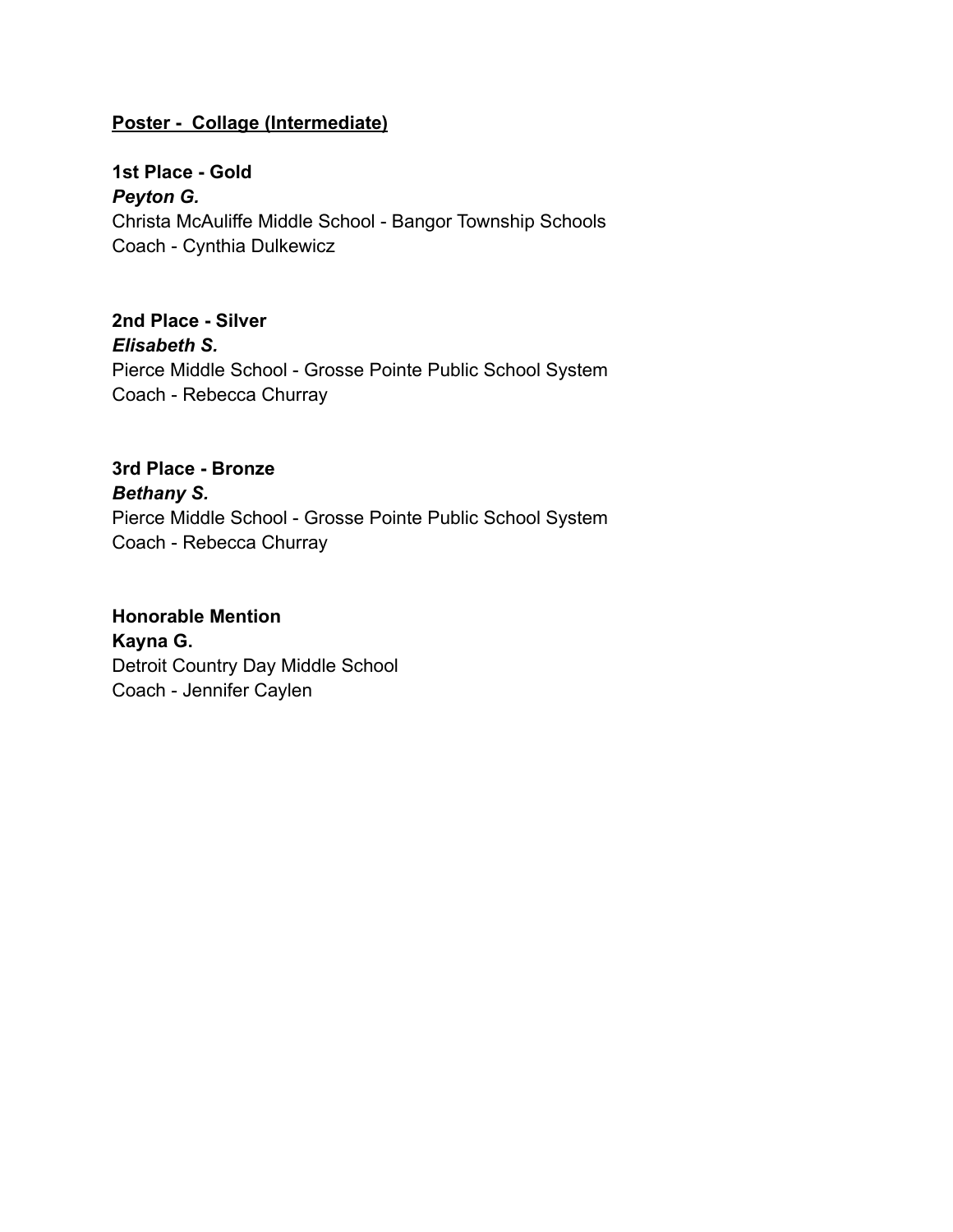## Poster - Collage (Intermediate)

**1st Place - Gold**
***Peyton G.***
Christa McAuliffe Middle School - Bangor Township Schools
Coach - Cynthia Dulkewicz

**2nd Place - Silver**
***Elisabeth S.***
Pierce Middle School - Grosse Pointe Public School System
Coach - Rebecca Churray

**3rd Place - Bronze**
***Bethany S.***
Pierce Middle School - Grosse Pointe Public School System
Coach - Rebecca Churray

**Honorable Mention**
**Kayna G.**
Detroit Country Day Middle School
Coach - Jennifer Caylen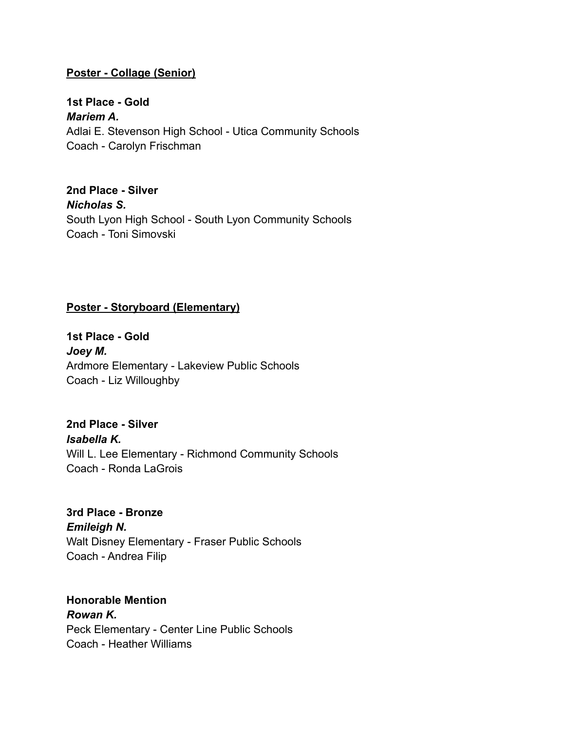## Poster - Collage (Senior)

**1st Place - Gold**
***Mariem A.***
Adlai E. Stevenson High School - Utica Community Schools
Coach - Carolyn Frischman

**2nd Place - Silver**
***Nicholas S.***
South Lyon High School - South Lyon Community Schools
Coach - Toni Simovski

## Poster - Storyboard (Elementary)

**1st Place - Gold**
***Joey M.***
Ardmore Elementary - Lakeview Public Schools
Coach - Liz Willoughby

**2nd Place - Silver**
***Isabella K.***
Will L. Lee Elementary - Richmond Community Schools
Coach - Ronda LaGrois

**3rd Place - Bronze**
***Emileigh N.***
Walt Disney Elementary - Fraser Public Schools
Coach - Andrea Filip

**Honorable Mention**
***Rowan K.***
Peck Elementary - Center Line Public Schools
Coach - Heather Williams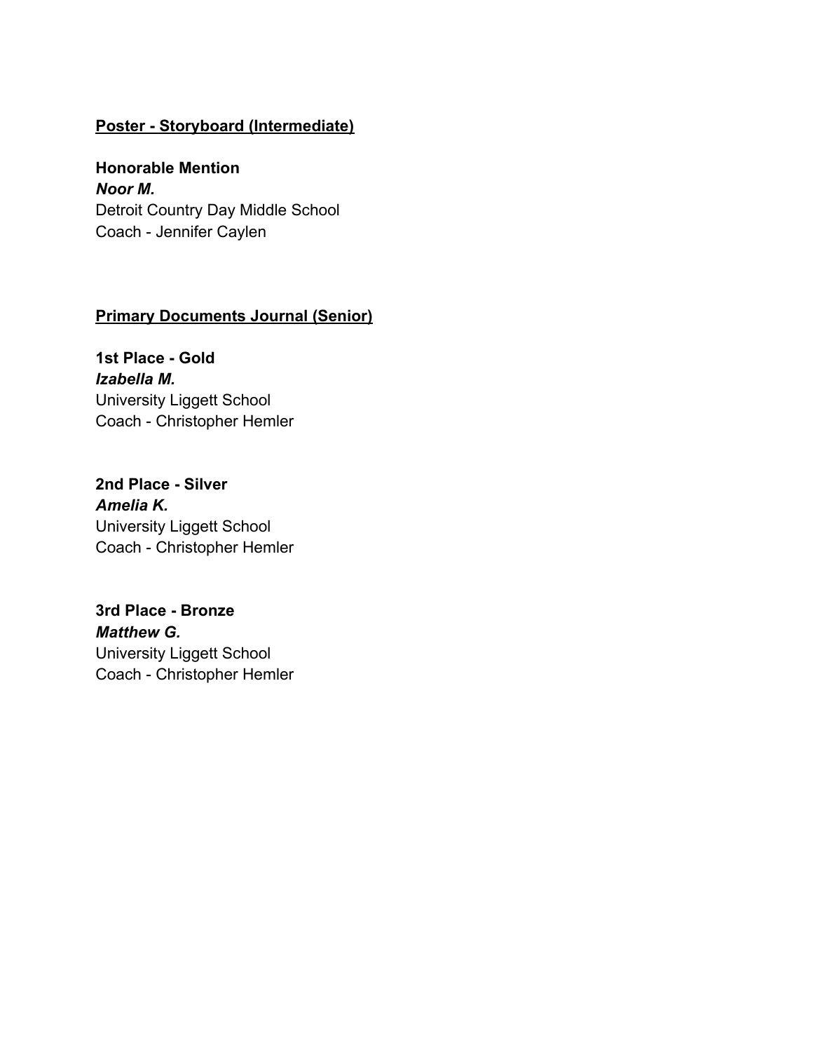## Poster - Storyboard (Intermediate)

**Honorable Mention**
***Noor M.***
Detroit Country Day Middle School
Coach - Jennifer Caylen

## Primary Documents Journal (Senior)

**1st Place - Gold**
***Izabella M.***
University Liggett School
Coach - Christopher Hemler

**2nd Place - Silver**
***Amelia K.***
University Liggett School
Coach - Christopher Hemler

**3rd Place - Bronze**
***Matthew G.***
University Liggett School
Coach - Christopher Hemler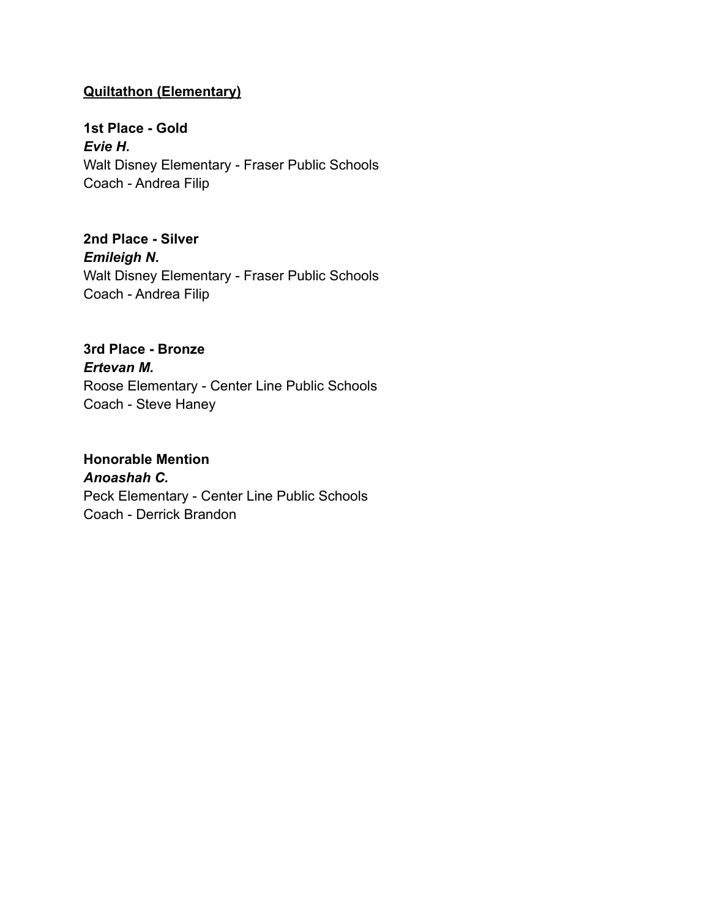**<u>Quiltathon (Elementary)</u>**

**1st Place - Gold**
***Evie H.***
Walt Disney Elementary - Fraser Public Schools
Coach - Andrea Filip

**2nd Place - Silver**
***Emileigh N.***
Walt Disney Elementary - Fraser Public Schools
Coach - Andrea Filip

**3rd Place - Bronze**
***Ertevan M.***
Roose Elementary - Center Line Public Schools
Coach - Steve Haney

**Honorable Mention**
***Anoashah C.***
Peck Elementary - Center Line Public Schools
Coach - Derrick Brandon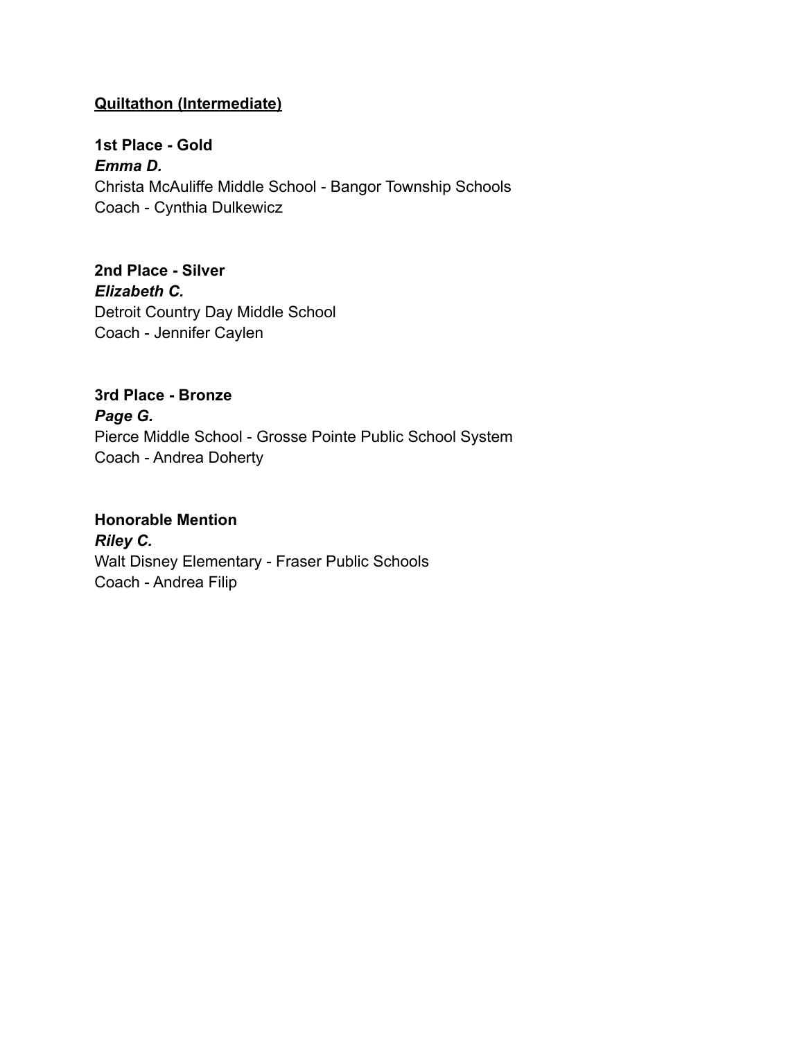**<u>Quiltathon (Intermediate)</u>**

**1st Place - Gold**
***Emma D.***
Christa McAuliffe Middle School - Bangor Township Schools
Coach - Cynthia Dulkewicz

**2nd Place - Silver**
***Elizabeth C.***
Detroit Country Day Middle School
Coach - Jennifer Caylen

**3rd Place - Bronze**
***Page G.***
Pierce Middle School - Grosse Pointe Public School System
Coach - Andrea Doherty

**Honorable Mention**
***Riley C.***
Walt Disney Elementary - Fraser Public Schools
Coach - Andrea Filip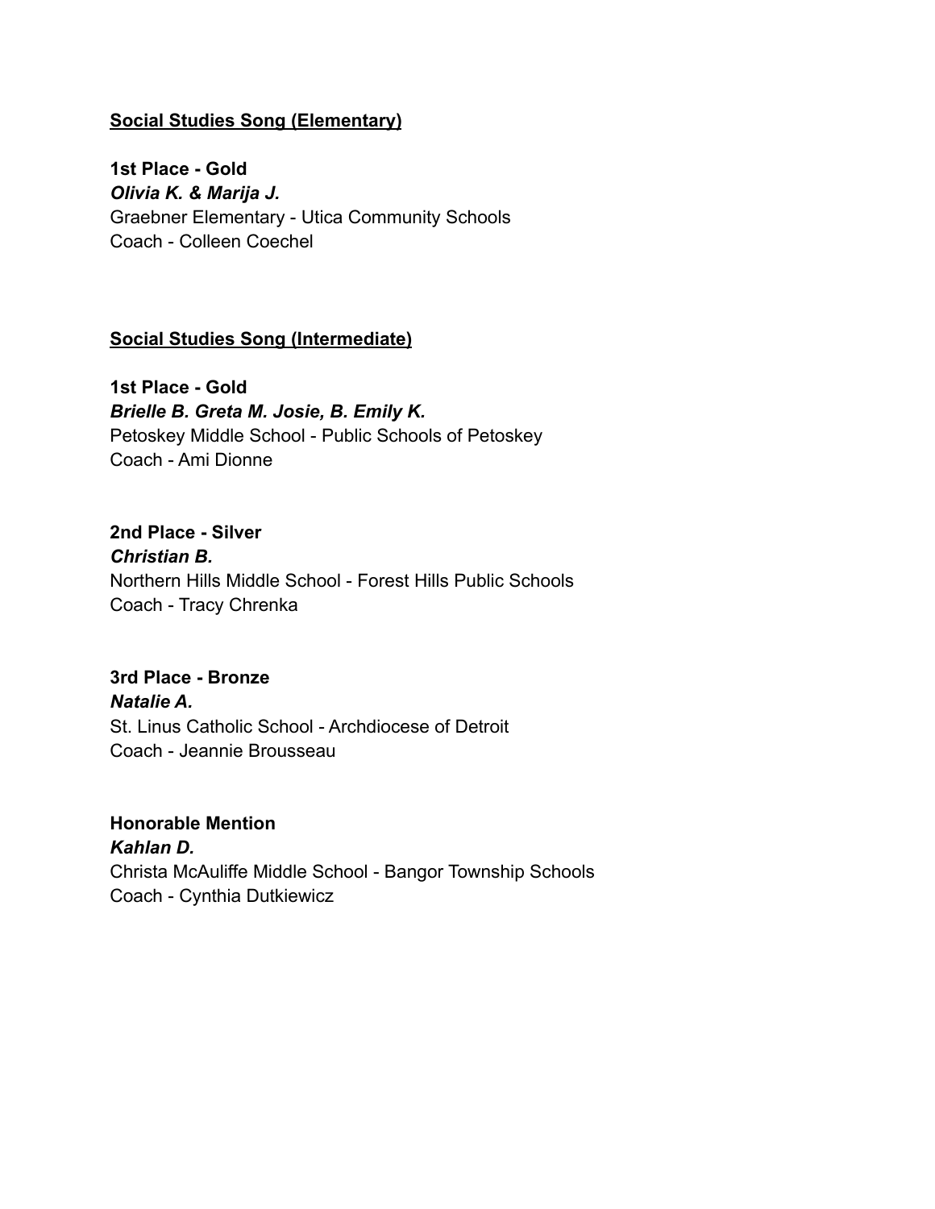## Social Studies Song (Elementary)

**1st Place - Gold**
***Olivia K. & Marija J.***
Graebner Elementary - Utica Community Schools
Coach - Colleen Coechel

## Social Studies Song (Intermediate)

**1st Place - Gold**
***Brielle B. Greta M. Josie, B. Emily K.***
Petoskey Middle School - Public Schools of Petoskey
Coach - Ami Dionne

**2nd Place - Silver**
***Christian B.***
Northern Hills Middle School - Forest Hills Public Schools
Coach - Tracy Chrenka

**3rd Place - Bronze**
***Natalie A.***
St. Linus Catholic School - Archdiocese of Detroit
Coach - Jeannie Brousseau

**Honorable Mention**
***Kahlan D.***
Christa McAuliffe Middle School - Bangor Township Schools
Coach - Cynthia Dutkiewicz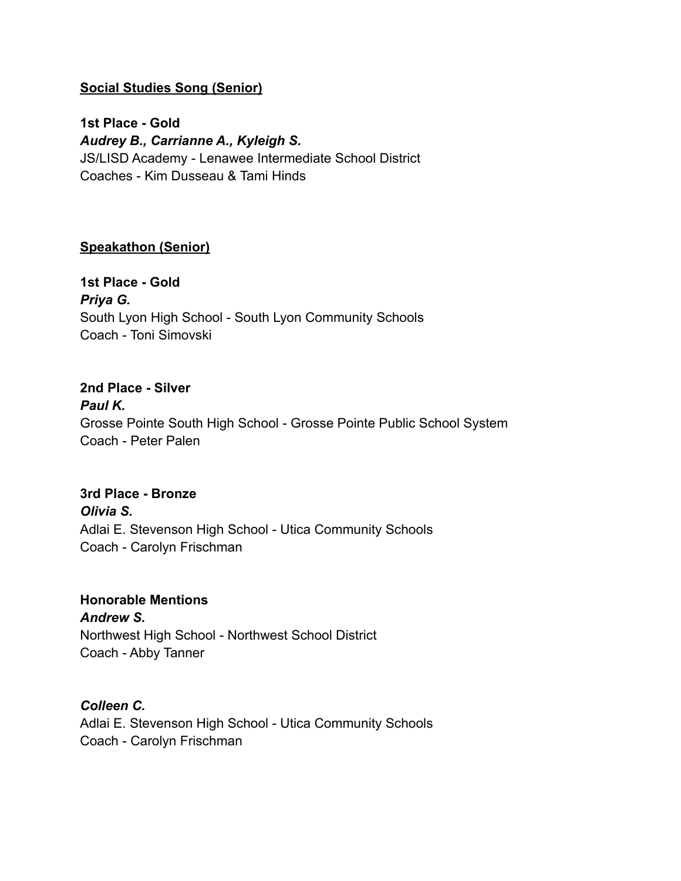**Social Studies Song (Senior)**

**1st Place - Gold**
***Audrey B., Carrianne A., Kyleigh S.***
JS/LISD Academy - Lenawee Intermediate School District
Coaches - Kim Dusseau & Tami Hinds

**Speakathon (Senior)**

**1st Place - Gold**
***Priya G.***
South Lyon High School - South Lyon Community Schools
Coach - Toni Simovski

**2nd Place - Silver**
***Paul K.***
Grosse Pointe South High School - Grosse Pointe Public School System
Coach - Peter Palen

**3rd Place - Bronze**
***Olivia S.***
Adlai E. Stevenson High School - Utica Community Schools
Coach - Carolyn Frischman

**Honorable Mentions**
***Andrew S.***
Northwest High School - Northwest School District
Coach - Abby Tanner

***Colleen C.***
Adlai E. Stevenson High School - Utica Community Schools
Coach - Carolyn Frischman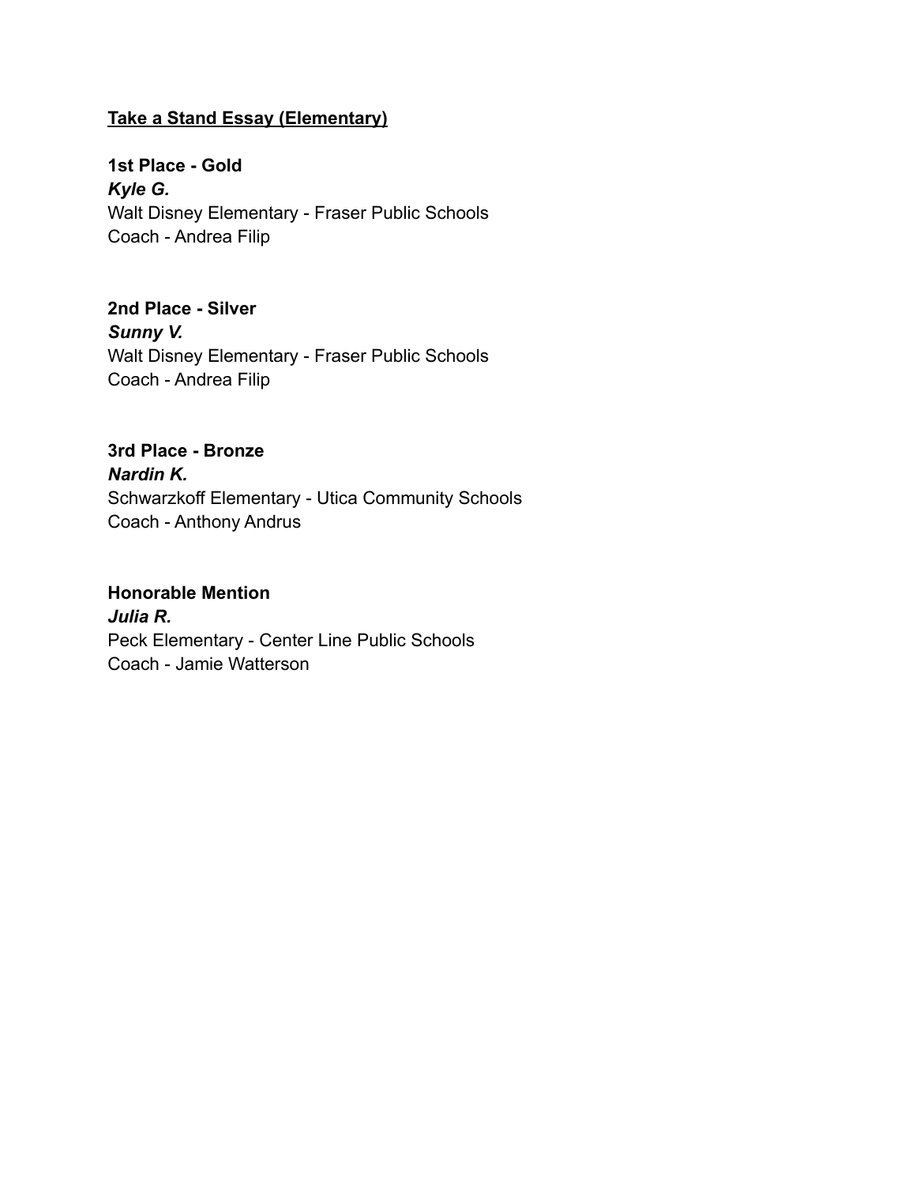**<u>Take a Stand Essay (Elementary)</u>**

**1st Place - Gold**
***Kyle G.***
Walt Disney Elementary - Fraser Public Schools
Coach - Andrea Filip

**2nd Place - Silver**
***Sunny V.***
Walt Disney Elementary - Fraser Public Schools
Coach - Andrea Filip

**3rd Place - Bronze**
***Nardin K.***
Schwarzkoff Elementary - Utica Community Schools
Coach - Anthony Andrus

**Honorable Mention**
***Julia R.***
Peck Elementary - Center Line Public Schools
Coach - Jamie Watterson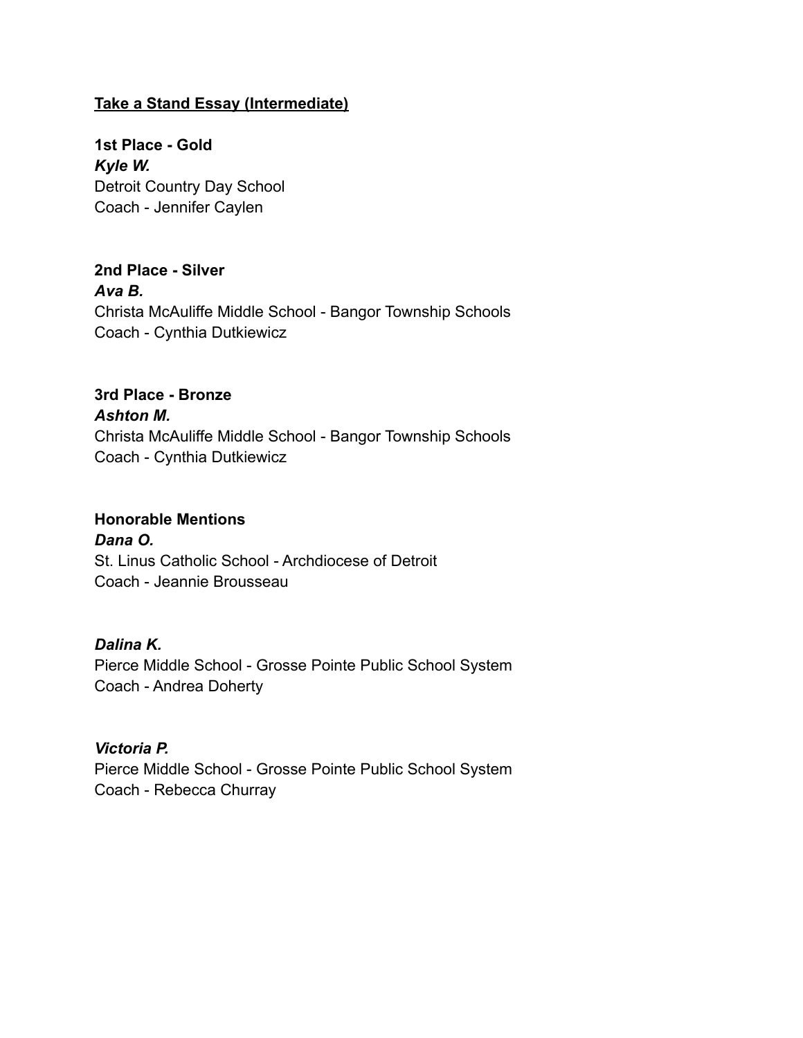## Take a Stand Essay (Intermediate)

**1st Place - Gold**
***Kyle W.***
Detroit Country Day School
Coach - Jennifer Caylen

**2nd Place - Silver**
***Ava B.***
Christa McAuliffe Middle School - Bangor Township Schools
Coach - Cynthia Dutkiewicz

**3rd Place - Bronze**
***Ashton M.***
Christa McAuliffe Middle School - Bangor Township Schools
Coach - Cynthia Dutkiewicz

**Honorable Mentions**
***Dana O.***
St. Linus Catholic School - Archdiocese of Detroit
Coach - Jeannie Brousseau

***Dalina K.***
Pierce Middle School - Grosse Pointe Public School System
Coach - Andrea Doherty

***Victoria P.***
Pierce Middle School - Grosse Pointe Public School System
Coach - Rebecca Churray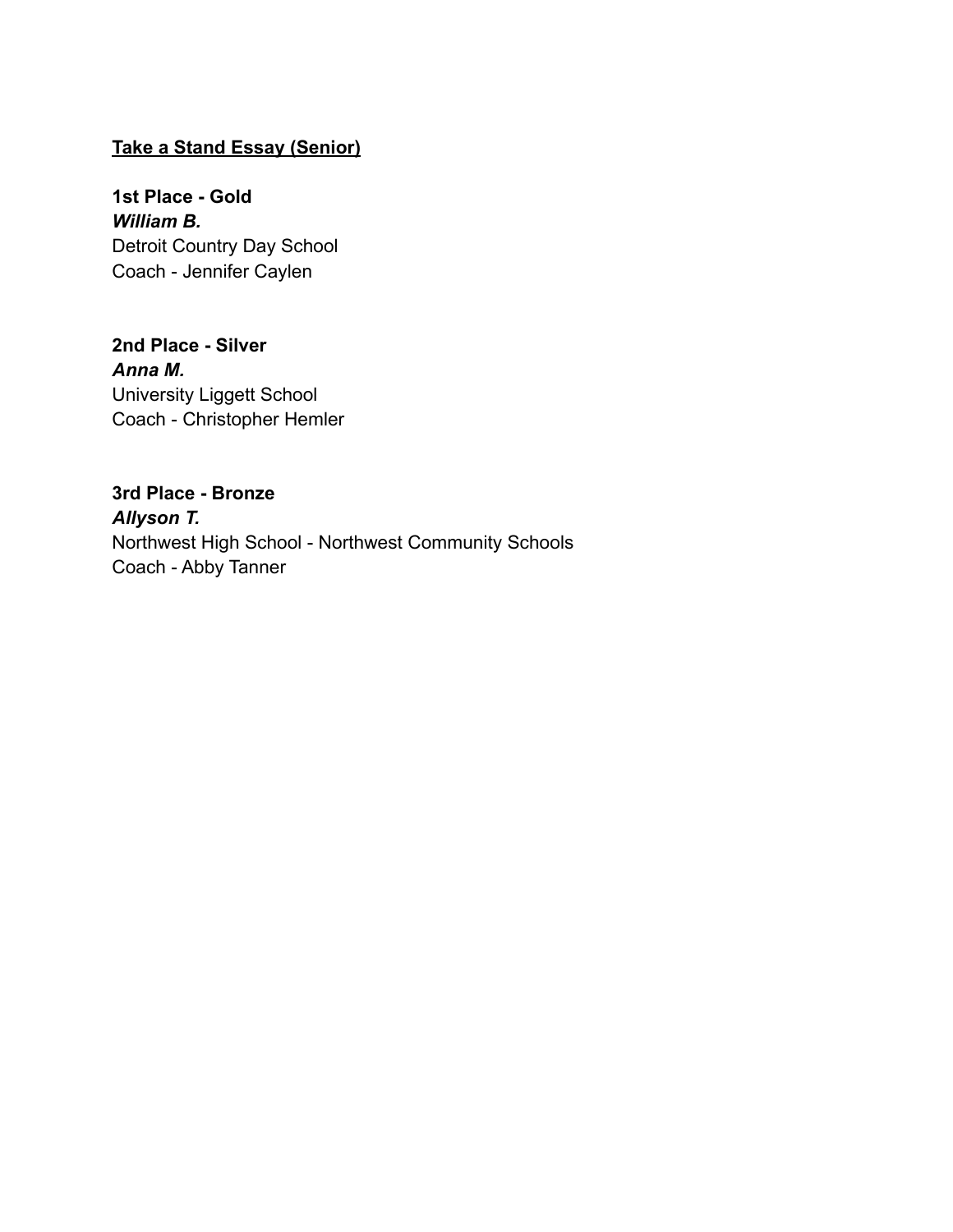**<u>Take a Stand Essay (Senior)</u>**

**1st Place - Gold**
***William B.***
Detroit Country Day School
Coach - Jennifer Caylen

**2nd Place - Silver**
***Anna M.***
University Liggett School
Coach - Christopher Hemler

**3rd Place - Bronze**
***Allyson T.***
Northwest High School - Northwest Community Schools
Coach - Abby Tanner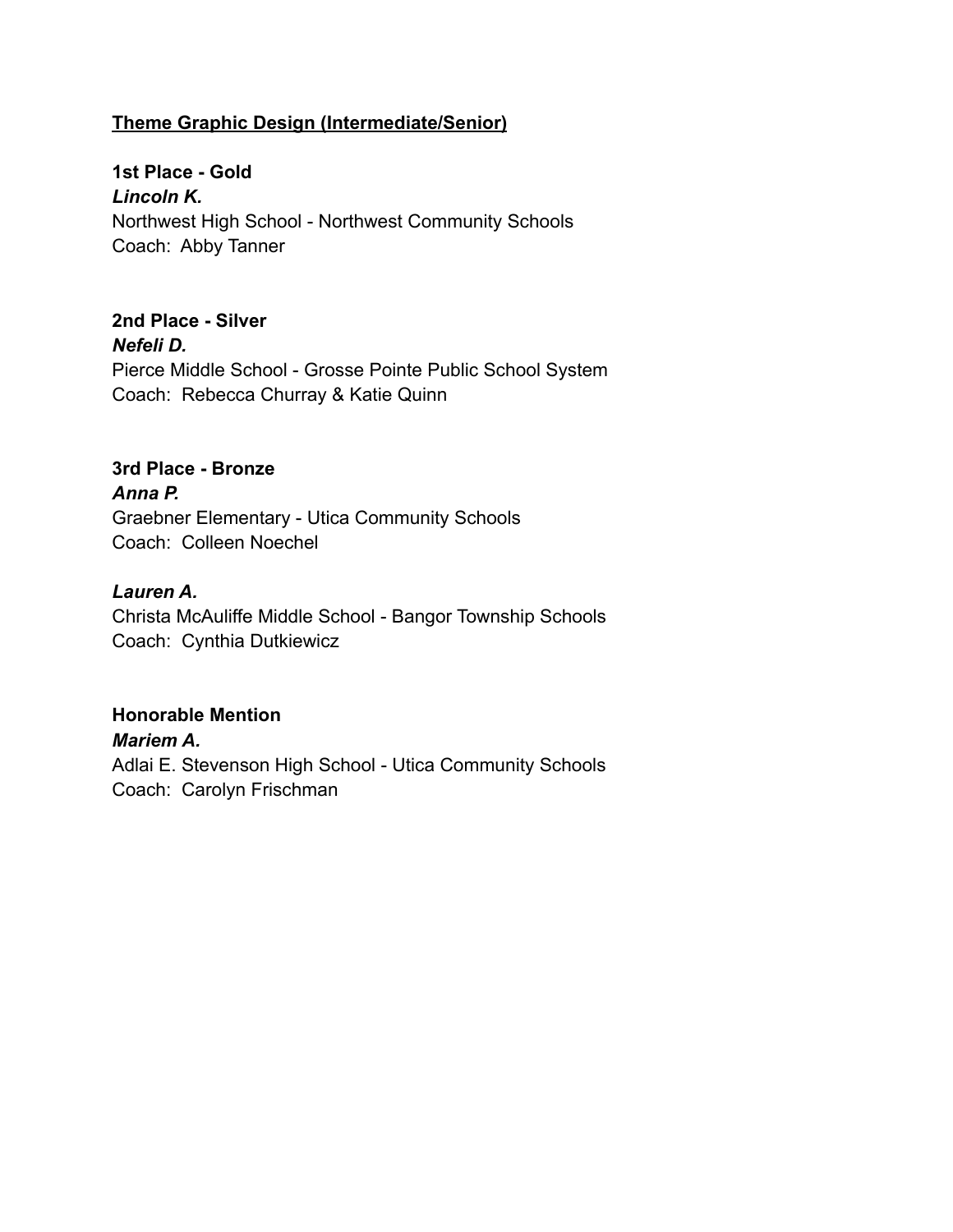**Theme Graphic Design (Intermediate/Senior)**

**1st Place - Gold**
***Lincoln K.***
Northwest High School - Northwest Community Schools
Coach: Abby Tanner

**2nd Place - Silver**
***Nefeli D.***
Pierce Middle School - Grosse Pointe Public School System
Coach: Rebecca Churray & Katie Quinn

**3rd Place - Bronze**
***Anna P.***
Graebner Elementary - Utica Community Schools
Coach: Colleen Noechel

***Lauren A.***
Christa McAuliffe Middle School - Bangor Township Schools
Coach: Cynthia Dutkiewicz

**Honorable Mention**
***Mariem A.***
Adlai E. Stevenson High School - Utica Community Schools
Coach: Carolyn Frischman